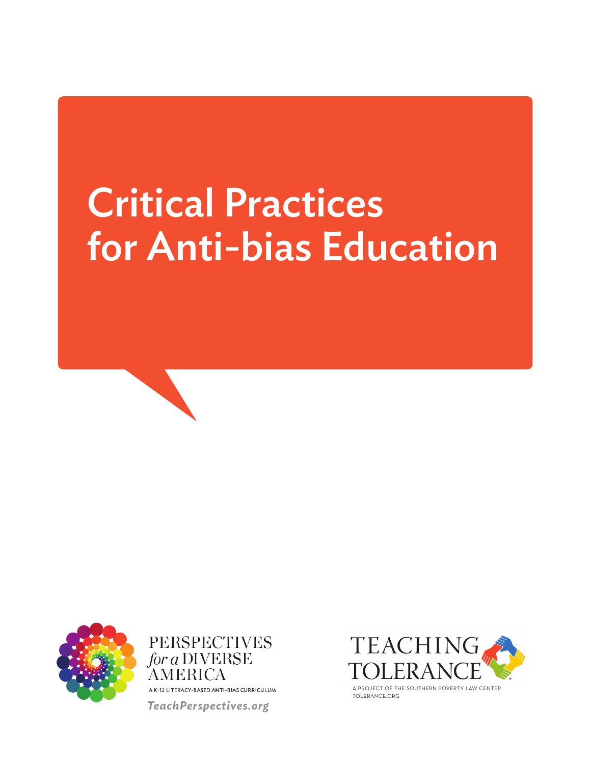# Critical Practices for Anti-bias Education

PERSPECTIVES *for a* DIVERSE AMERICA

A K-12 LITERACY-BASED ANTI-BIAS CURRICULUM

*TeachPerspectives.org*

TEACHING TOLERANCE

A PROJECT OF THE SOUTHERN POVERTY LAW CENTER

TOLERANCE.ORG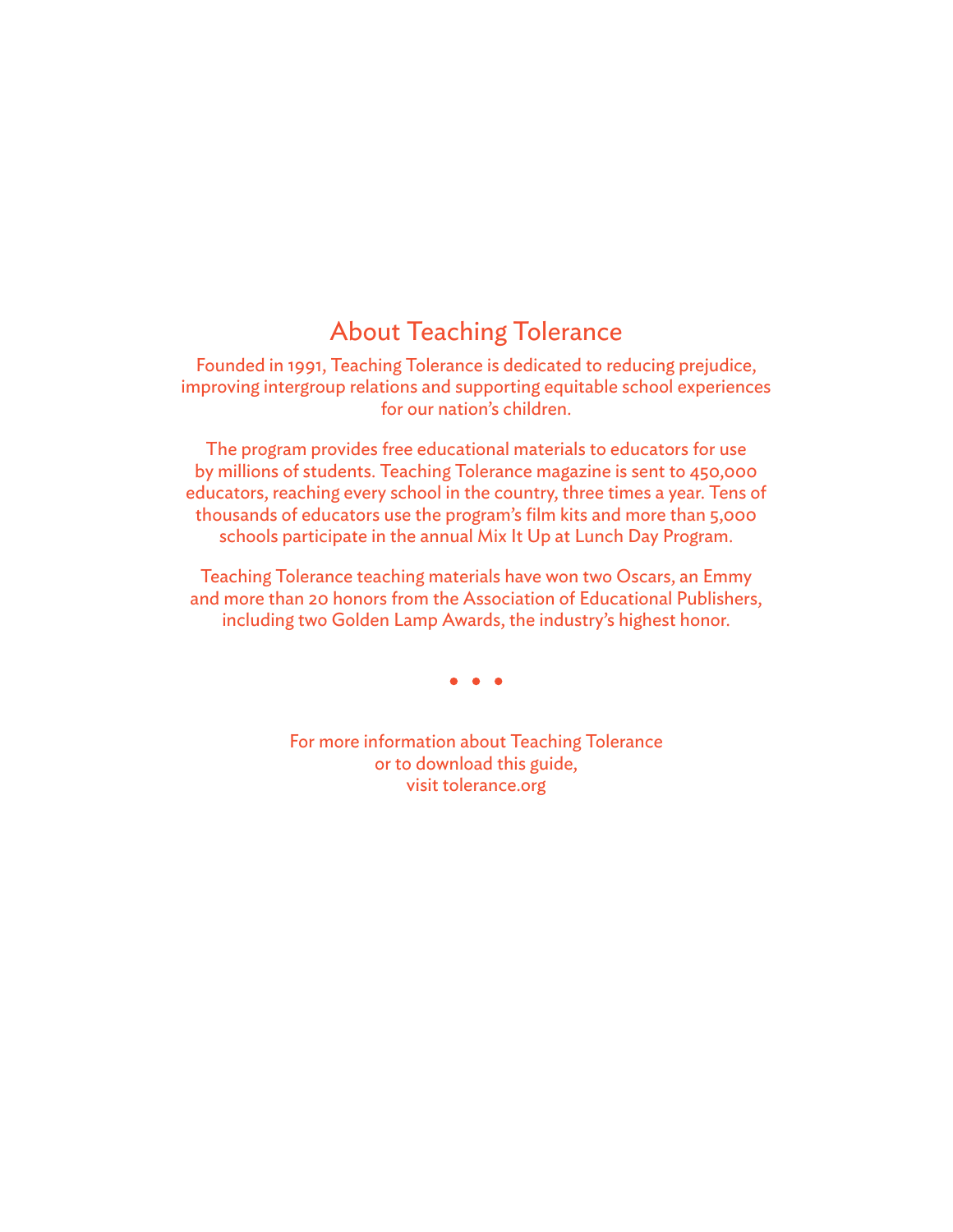## About Teaching Tolerance

Founded in 1991, Teaching Tolerance is dedicated to reducing prejudice, improving intergroup relations and supporting equitable school experiences for our nation's children.

The program provides free educational materials to educators for use by millions of students. Teaching Tolerance magazine is sent to 450,000 educators, reaching every school in the country, three times a year. Tens of thousands of educators use the program's film kits and more than 5,000 schools participate in the annual Mix It Up at Lunch Day Program.

Teaching Tolerance teaching materials have won two Oscars, an Emmy and more than 20 honors from the Association of Educational Publishers, including two Golden Lamp Awards, the industry's highest honor.

• • •

For more information about Teaching Tolerance
or to download this guide,
visit tolerance.org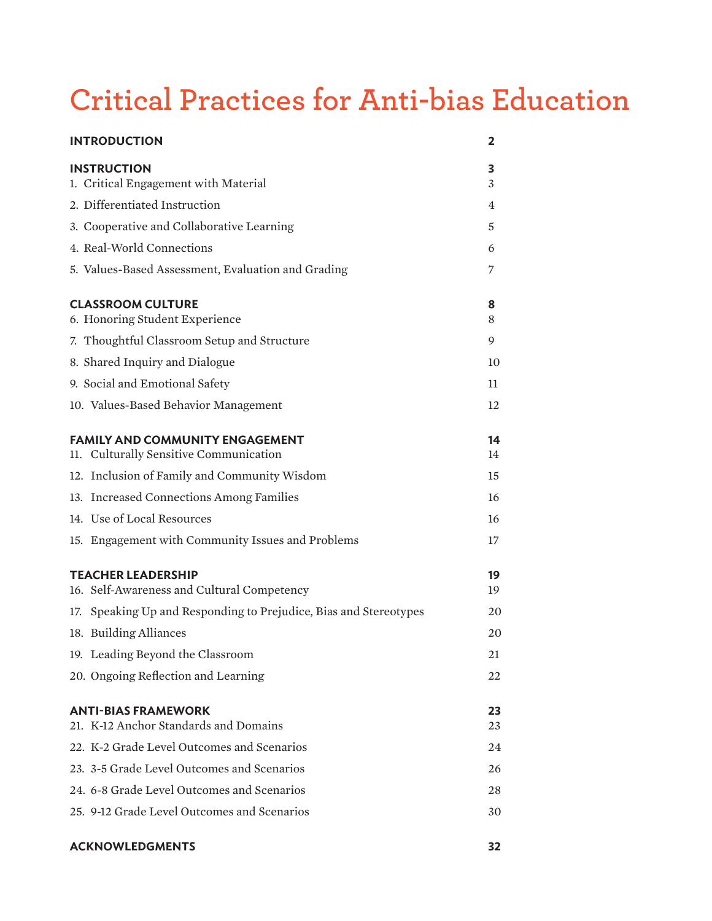# Critical Practices for Anti-bias Education

| | |
|---|---|
| **INTRODUCTION** | **2** |
| **INSTRUCTION** | **3** |
| 1. Critical Engagement with Material | 3 |
| 2. Differentiated Instruction | 4 |
| 3. Cooperative and Collaborative Learning | 5 |
| 4. Real-World Connections | 6 |
| 5. Values-Based Assessment, Evaluation and Grading | 7 |
| **CLASSROOM CULTURE** | **8** |
| 6. Honoring Student Experience | 8 |
| 7. Thoughtful Classroom Setup and Structure | 9 |
| 8. Shared Inquiry and Dialogue | 10 |
| 9. Social and Emotional Safety | 11 |
| 10. Values-Based Behavior Management | 12 |
| **FAMILY AND COMMUNITY ENGAGEMENT** | **14** |
| 11. Culturally Sensitive Communication | 14 |
| 12. Inclusion of Family and Community Wisdom | 15 |
| 13. Increased Connections Among Families | 16 |
| 14. Use of Local Resources | 16 |
| 15. Engagement with Community Issues and Problems | 17 |
| **TEACHER LEADERSHIP** | **19** |
| 16. Self-Awareness and Cultural Competency | 19 |
| 17. Speaking Up and Responding to Prejudice, Bias and Stereotypes | 20 |
| 18. Building Alliances | 20 |
| 19. Leading Beyond the Classroom | 21 |
| 20. Ongoing Reflection and Learning | 22 |
| **ANTI-BIAS FRAMEWORK** | **23** |
| 21. K-12 Anchor Standards and Domains | 23 |
| 22. K-2 Grade Level Outcomes and Scenarios | 24 |
| 23. 3-5 Grade Level Outcomes and Scenarios | 26 |
| 24. 6-8 Grade Level Outcomes and Scenarios | 28 |
| 25. 9-12 Grade Level Outcomes and Scenarios | 30 |
| **ACKNOWLEDGMENTS** | **32** |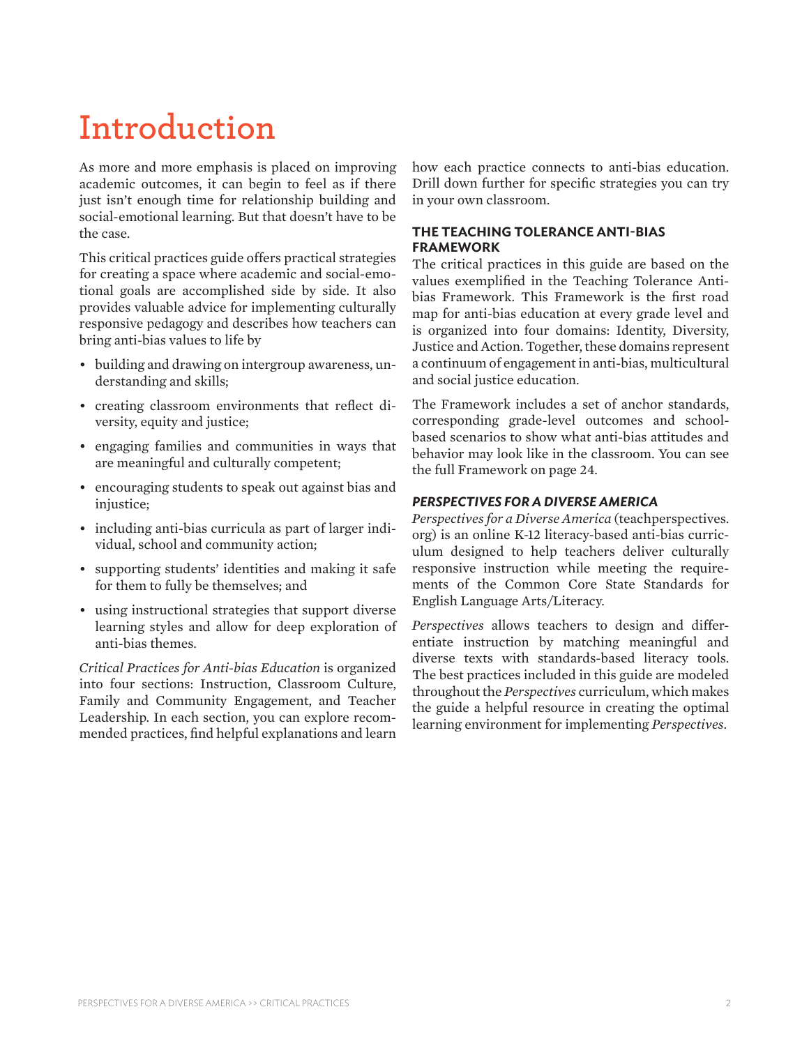# Introduction

As more and more emphasis is placed on improving academic outcomes, it can begin to feel as if there just isn't enough time for relationship building and social-emotional learning. But that doesn't have to be the case.

This critical practices guide offers practical strategies for creating a space where academic and social-emotional goals are accomplished side by side. It also provides valuable advice for implementing culturally responsive pedagogy and describes how teachers can bring anti-bias values to life by

- building and drawing on intergroup awareness, understanding and skills;
- creating classroom environments that reflect diversity, equity and justice;
- engaging families and communities in ways that are meaningful and culturally competent;
- encouraging students to speak out against bias and injustice;
- including anti-bias curricula as part of larger individual, school and community action;
- supporting students' identities and making it safe for them to fully be themselves; and
- using instructional strategies that support diverse learning styles and allow for deep exploration of anti-bias themes.

*Critical Practices for Anti-bias Education* is organized into four sections: Instruction, Classroom Culture, Family and Community Engagement, and Teacher Leadership. In each section, you can explore recommended practices, find helpful explanations and learn how each practice connects to anti-bias education. Drill down further for specific strategies you can try in your own classroom.

### THE TEACHING TOLERANCE ANTI-BIAS FRAMEWORK

The critical practices in this guide are based on the values exemplified in the Teaching Tolerance Anti-bias Framework. This Framework is the first road map for anti-bias education at every grade level and is organized into four domains: Identity, Diversity, Justice and Action. Together, these domains represent a continuum of engagement in anti-bias, multicultural and social justice education.

The Framework includes a set of anchor standards, corresponding grade-level outcomes and school-based scenarios to show what anti-bias attitudes and behavior may look like in the classroom. You can see the full Framework on page 24.

### *PERSPECTIVES FOR A DIVERSE AMERICA*

*Perspectives for a Diverse America* (teachperspectives.org) is an online K-12 literacy-based anti-bias curriculum designed to help teachers deliver culturally responsive instruction while meeting the requirements of the Common Core State Standards for English Language Arts/Literacy.

*Perspectives* allows teachers to design and differentiate instruction by matching meaningful and diverse texts with standards-based literacy tools. The best practices included in this guide are modeled throughout the *Perspectives* curriculum, which makes the guide a helpful resource in creating the optimal learning environment for implementing *Perspectives*.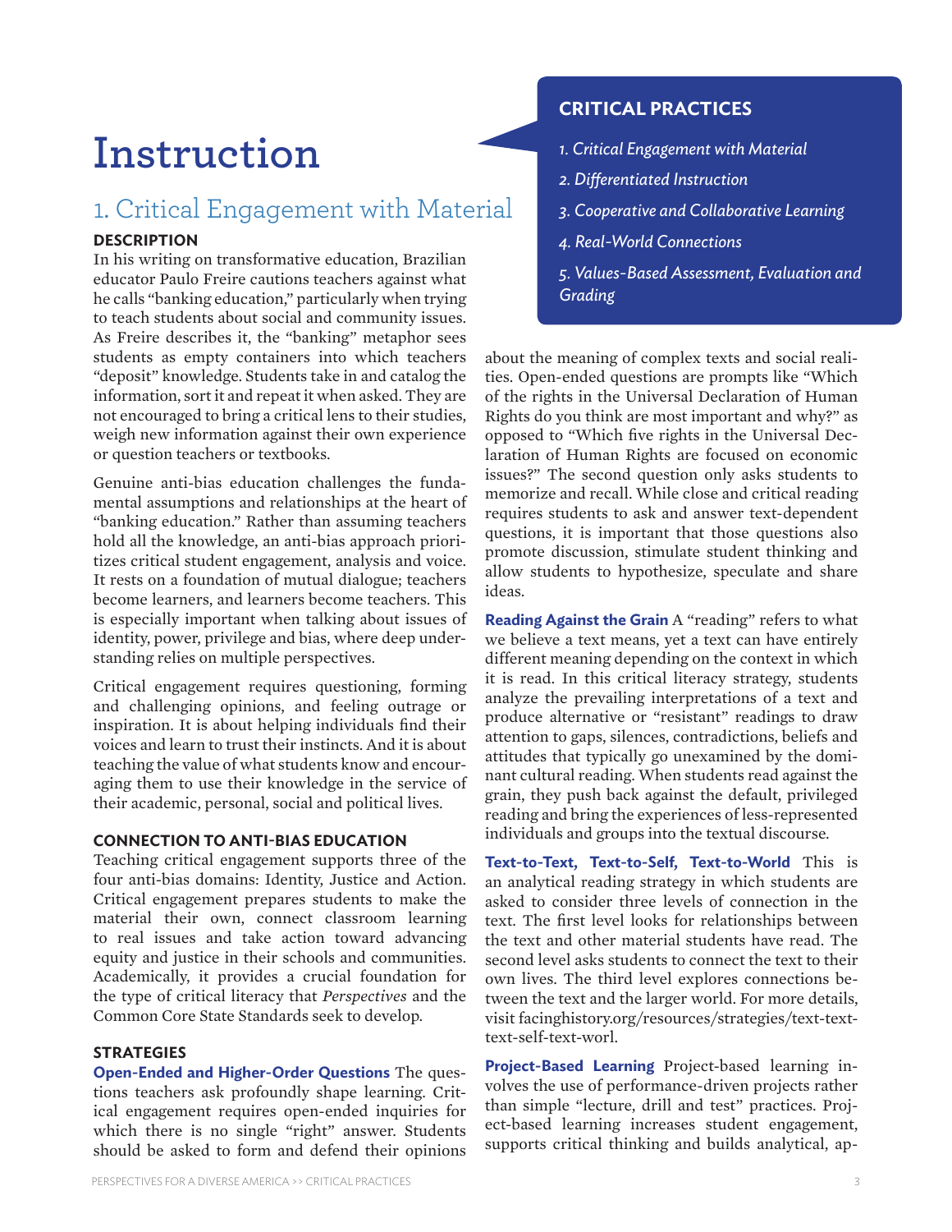# Instruction

## 1. Critical Engagement with Material

**CRITICAL PRACTICES**

*1. Critical Engagement with Material*

*2. Differentiated Instruction*

*3. Cooperative and Collaborative Learning*

*4. Real-World Connections*

*5. Values-Based Assessment, Evaluation and Grading*

### DESCRIPTION

In his writing on transformative education, Brazilian educator Paulo Freire cautions teachers against what he calls "banking education," particularly when trying to teach students about social and community issues. As Freire describes it, the "banking" metaphor sees students as empty containers into which teachers "deposit" knowledge. Students take in and catalog the information, sort it and repeat it when asked. They are not encouraged to bring a critical lens to their studies, weigh new information against their own experience or question teachers or textbooks.

Genuine anti-bias education challenges the fundamental assumptions and relationships at the heart of "banking education." Rather than assuming teachers hold all the knowledge, an anti-bias approach prioritizes critical student engagement, analysis and voice. It rests on a foundation of mutual dialogue; teachers become learners, and learners become teachers. This is especially important when talking about issues of identity, power, privilege and bias, where deep understanding relies on multiple perspectives.

Critical engagement requires questioning, forming and challenging opinions, and feeling outrage or inspiration. It is about helping individuals find their voices and learn to trust their instincts. And it is about teaching the value of what students know and encouraging them to use their knowledge in the service of their academic, personal, social and political lives.

### CONNECTION TO ANTI-BIAS EDUCATION

Teaching critical engagement supports three of the four anti-bias domains: Identity, Justice and Action. Critical engagement prepares students to make the material their own, connect classroom learning to real issues and take action toward advancing equity and justice in their schools and communities. Academically, it provides a crucial foundation for the type of critical literacy that *Perspectives* and the Common Core State Standards seek to develop.

### STRATEGIES

**Open-Ended and Higher-Order Questions** The questions teachers ask profoundly shape learning. Critical engagement requires open-ended inquiries for which there is no single "right" answer. Students should be asked to form and defend their opinions about the meaning of complex texts and social realities. Open-ended questions are prompts like "Which of the rights in the Universal Declaration of Human Rights do you think are most important and why?" as opposed to "Which five rights in the Universal Declaration of Human Rights are focused on economic issues?" The second question only asks students to memorize and recall. While close and critical reading requires students to ask and answer text-dependent questions, it is important that those questions also promote discussion, stimulate student thinking and allow students to hypothesize, speculate and share ideas.

**Reading Against the Grain** A "reading" refers to what we believe a text means, yet a text can have entirely different meaning depending on the context in which it is read. In this critical literacy strategy, students analyze the prevailing interpretations of a text and produce alternative or "resistant" readings to draw attention to gaps, silences, contradictions, beliefs and attitudes that typically go unexamined by the dominant cultural reading. When students read against the grain, they push back against the default, privileged reading and bring the experiences of less-represented individuals and groups into the textual discourse.

**Text-to-Text, Text-to-Self, Text-to-World** This is an analytical reading strategy in which students are asked to consider three levels of connection in the text. The first level looks for relationships between the text and other material students have read. The second level asks students to connect the text to their own lives. The third level explores connections between the text and the larger world. For more details, visit facinghistory.org/resources/strategies/text-text-text-self-text-worl.

**Project-Based Learning** Project-based learning involves the use of performance-driven projects rather than simple "lecture, drill and test" practices. Project-based learning increases student engagement, supports critical thinking and builds analytical, ap-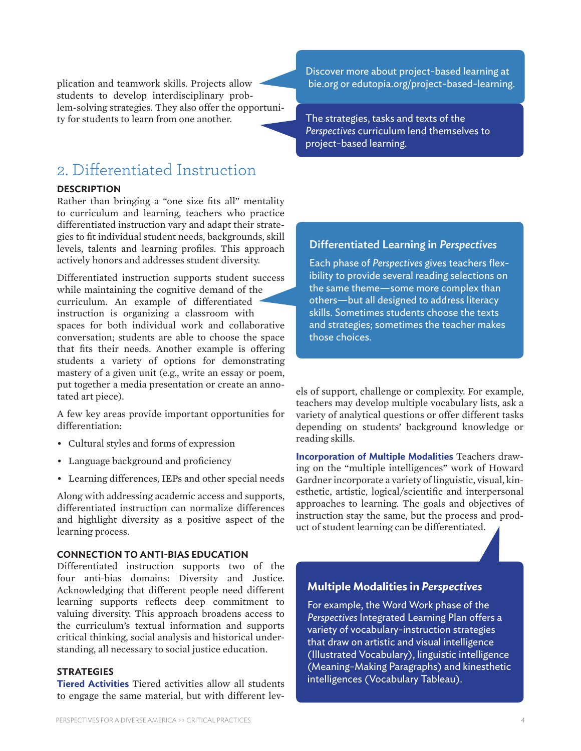plication and teamwork skills. Projects allow students to develop interdisciplinary problem-solving strategies. They also offer the opportunity for students to learn from one another.

Discover more about project-based learning at bie.org or edutopia.org/project-based-learning.

The strategies, tasks and texts of the *Perspectives* curriculum lend themselves to project-based learning.

## 2. Differentiated Instruction

**DESCRIPTION**

Rather than bringing a "one size fits all" mentality to curriculum and learning, teachers who practice differentiated instruction vary and adapt their strategies to fit individual student needs, backgrounds, skill levels, talents and learning profiles. This approach actively honors and addresses student diversity.

Differentiated instruction supports student success while maintaining the cognitive demand of the curriculum. An example of differentiated instruction is organizing a classroom with spaces for both individual work and collaborative conversation; students are able to choose the space that fits their needs. Another example is offering students a variety of options for demonstrating mastery of a given unit (e.g., write an essay or poem, put together a media presentation or create an annotated art piece).

> **Differentiated Learning in *Perspectives***
>
> Each phase of *Perspectives* gives teachers flexibility to provide several reading selections on the same theme—some more complex than others—but all designed to address literacy skills. Sometimes students choose the texts and strategies; sometimes the teacher makes those choices.

A few key areas provide important opportunities for differentiation:

- Cultural styles and forms of expression
- Language background and proficiency
- Learning differences, IEPs and other special needs

Along with addressing academic access and supports, differentiated instruction can normalize differences and highlight diversity as a positive aspect of the learning process.

**CONNECTION TO ANTI-BIAS EDUCATION**

Differentiated instruction supports two of the four anti-bias domains: Diversity and Justice. Acknowledging that different people need different learning supports reflects deep commitment to valuing diversity. This approach broadens access to the curriculum's textual information and supports critical thinking, social analysis and historical understanding, all necessary to social justice education.

**STRATEGIES**

**Tiered Activities** Tiered activities allow all students to engage the same material, but with different levels of support, challenge or complexity. For example, teachers may develop multiple vocabulary lists, ask a variety of analytical questions or offer different tasks depending on students' background knowledge or reading skills.

**Incorporation of Multiple Modalities** Teachers drawing on the "multiple intelligences" work of Howard Gardner incorporate a variety of linguistic, visual, kinesthetic, artistic, logical/scientific and interpersonal approaches to learning. The goals and objectives of instruction stay the same, but the process and product of student learning can be differentiated.

> **Multiple Modalities in *Perspectives***
>
> For example, the Word Work phase of the *Perspectives* Integrated Learning Plan offers a variety of vocabulary-instruction strategies that draw on artistic and visual intelligence (Illustrated Vocabulary), linguistic intelligence (Meaning-Making Paragraphs) and kinesthetic intelligences (Vocabulary Tableau).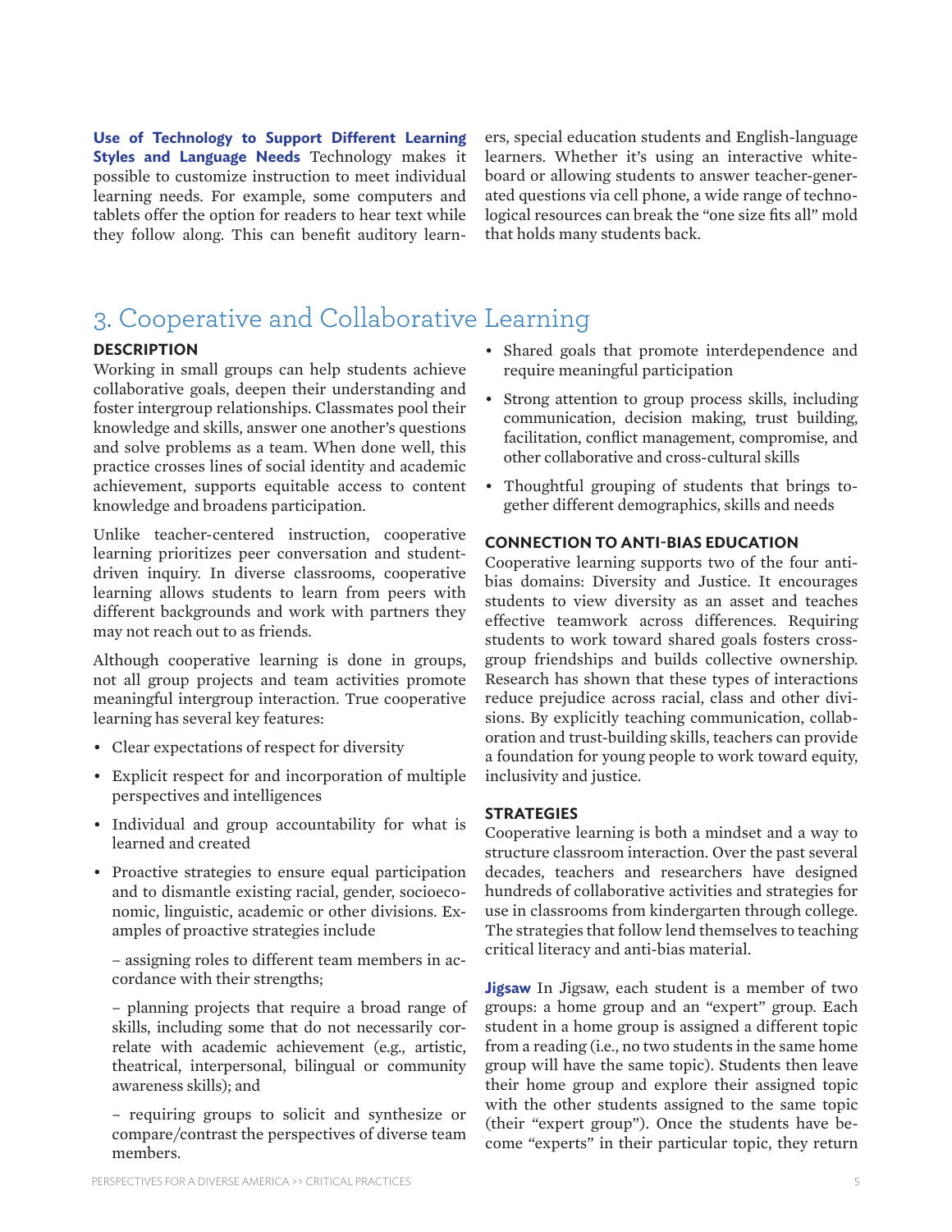**Use of Technology to Support Different Learning Styles and Language Needs** Technology makes it possible to customize instruction to meet individual learning needs. For example, some computers and tablets offer the option for readers to hear text while they follow along. This can benefit auditory learners, special education students and English-language learners. Whether it's using an interactive whiteboard or allowing students to answer teacher-generated questions via cell phone, a wide range of technological resources can break the "one size fits all" mold that holds many students back.

## 3. Cooperative and Collaborative Learning

### DESCRIPTION

Working in small groups can help students achieve collaborative goals, deepen their understanding and foster intergroup relationships. Classmates pool their knowledge and skills, answer one another's questions and solve problems as a team. When done well, this practice crosses lines of social identity and academic achievement, supports equitable access to content knowledge and broadens participation.

Unlike teacher-centered instruction, cooperative learning prioritizes peer conversation and student-driven inquiry. In diverse classrooms, cooperative learning allows students to learn from peers with different backgrounds and work with partners they may not reach out to as friends.

Although cooperative learning is done in groups, not all group projects and team activities promote meaningful intergroup interaction. True cooperative learning has several key features:

- Clear expectations of respect for diversity
- Explicit respect for and incorporation of multiple perspectives and intelligences
- Individual and group accountability for what is learned and created
- Proactive strategies to ensure equal participation and to dismantle existing racial, gender, socioeconomic, linguistic, academic or other divisions. Examples of proactive strategies include
  - assigning roles to different team members in accordance with their strengths;
  - planning projects that require a broad range of skills, including some that do not necessarily correlate with academic achievement (e.g., artistic, theatrical, interpersonal, bilingual or community awareness skills); and
  - requiring groups to solicit and synthesize or compare/contrast the perspectives of diverse team members.
- Shared goals that promote interdependence and require meaningful participation
- Strong attention to group process skills, including communication, decision making, trust building, facilitation, conflict management, compromise, and other collaborative and cross-cultural skills
- Thoughtful grouping of students that brings together different demographics, skills and needs

### CONNECTION TO ANTI-BIAS EDUCATION

Cooperative learning supports two of the four anti-bias domains: Diversity and Justice. It encourages students to view diversity as an asset and teaches effective teamwork across differences. Requiring students to work toward shared goals fosters cross-group friendships and builds collective ownership. Research has shown that these types of interactions reduce prejudice across racial, class and other divisions. By explicitly teaching communication, collaboration and trust-building skills, teachers can provide a foundation for young people to work toward equity, inclusivity and justice.

### STRATEGIES

Cooperative learning is both a mindset and a way to structure classroom interaction. Over the past several decades, teachers and researchers have designed hundreds of collaborative activities and strategies for use in classrooms from kindergarten through college. The strategies that follow lend themselves to teaching critical literacy and anti-bias material.

**Jigsaw** In Jigsaw, each student is a member of two groups: a home group and an "expert" group. Each student in a home group is assigned a different topic from a reading (i.e., no two students in the same home group will have the same topic). Students then leave their home group and explore their assigned topic with the other students assigned to the same topic (their "expert group"). Once the students have become "experts" in their particular topic, they return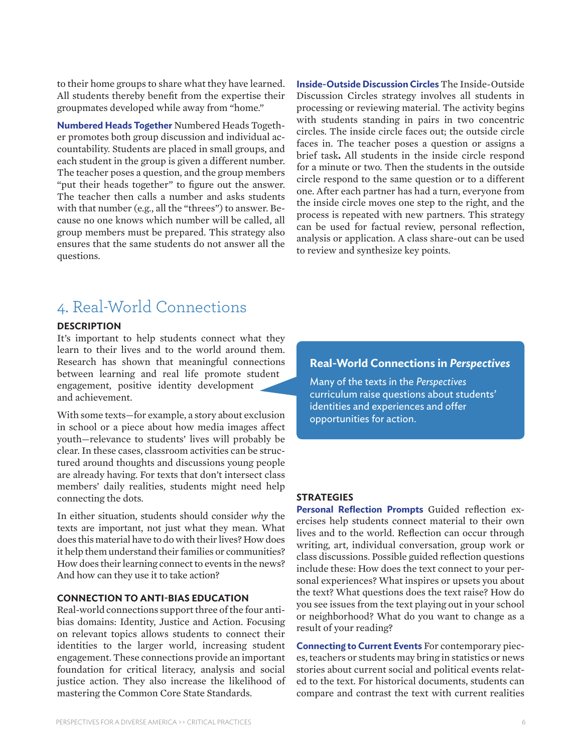to their home groups to share what they have learned. All students thereby benefit from the expertise their groupmates developed while away from "home."

**Numbered Heads Together** Numbered Heads Together promotes both group discussion and individual accountability. Students are placed in small groups, and each student in the group is given a different number. The teacher poses a question, and the group members "put their heads together" to figure out the answer. The teacher then calls a number and asks students with that number (e.g., all the "threes") to answer. Because no one knows which number will be called, all group members must be prepared. This strategy also ensures that the same students do not answer all the questions.

**Inside-Outside Discussion Circles** The Inside-Outside Discussion Circles strategy involves all students in processing or reviewing material. The activity begins with students standing in pairs in two concentric circles. The inside circle faces out; the outside circle faces in. The teacher poses a question or assigns a brief task**.** All students in the inside circle respond for a minute or two. Then the students in the outside circle respond to the same question or to a different one. After each partner has had a turn, everyone from the inside circle moves one step to the right, and the process is repeated with new partners. This strategy can be used for factual review, personal reflection, analysis or application. A class share-out can be used to review and synthesize key points.

## 4. Real-World Connections

### DESCRIPTION

It's important to help students connect what they learn to their lives and to the world around them. Research has shown that meaningful connections between learning and real life promote student engagement, positive identity development and achievement.

With some texts—for example, a story about exclusion in school or a piece about how media images affect youth—relevance to students' lives will probably be clear. In these cases, classroom activities can be structured around thoughts and discussions young people are already having. For texts that don't intersect class members' daily realities, students might need help connecting the dots.

In either situation, students should consider *why* the texts are important, not just what they mean. What does this material have to do with their lives? How does it help them understand their families or communities? How does their learning connect to events in the news? And how can they use it to take action?

### CONNECTION TO ANTI-BIAS EDUCATION

Real-world connections support three of the four anti-bias domains: Identity, Justice and Action. Focusing on relevant topics allows students to connect their identities to the larger world, increasing student engagement. These connections provide an important foundation for critical literacy, analysis and social justice action. They also increase the likelihood of mastering the Common Core State Standards.

> **Real-World Connections in *Perspectives***
>
> Many of the texts in the *Perspectives* curriculum raise questions about students' identities and experiences and offer opportunities for action.

### STRATEGIES

**Personal Reflection Prompts** Guided reflection exercises help students connect material to their own lives and to the world. Reflection can occur through writing, art, individual conversation, group work or class discussions. Possible guided reflection questions include these: How does the text connect to your personal experiences? What inspires or upsets you about the text? What questions does the text raise? How do you see issues from the text playing out in your school or neighborhood? What do you want to change as a result of your reading?

**Connecting to Current Events** For contemporary pieces, teachers or students may bring in statistics or news stories about current social and political events related to the text. For historical documents, students can compare and contrast the text with current realities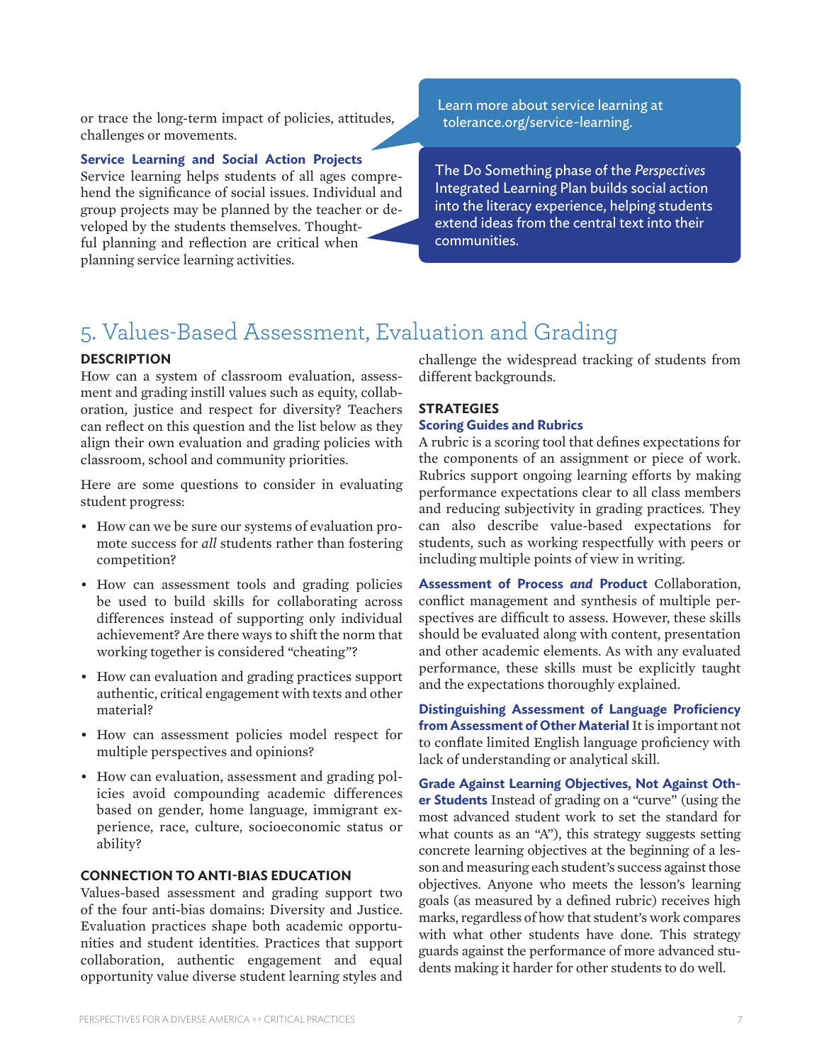or trace the long-term impact of policies, attitudes, challenges or movements.

**Service Learning and Social Action Projects** Service learning helps students of all ages comprehend the significance of social issues. Individual and group projects may be planned by the teacher or developed by the students themselves. Thoughtful planning and reflection are critical when planning service learning activities.

Learn more about service learning at tolerance.org/service-learning.

The Do Something phase of the *Perspectives* Integrated Learning Plan builds social action into the literacy experience, helping students extend ideas from the central text into their communities.

## 5. Values-Based Assessment, Evaluation and Grading

### DESCRIPTION

How can a system of classroom evaluation, assessment and grading instill values such as equity, collaboration, justice and respect for diversity? Teachers can reflect on this question and the list below as they align their own evaluation and grading policies with classroom, school and community priorities.

Here are some questions to consider in evaluating student progress:

- How can we be sure our systems of evaluation promote success for *all* students rather than fostering competition?
- How can assessment tools and grading policies be used to build skills for collaborating across differences instead of supporting only individual achievement? Are there ways to shift the norm that working together is considered "cheating"?
- How can evaluation and grading practices support authentic, critical engagement with texts and other material?
- How can assessment policies model respect for multiple perspectives and opinions?
- How can evaluation, assessment and grading policies avoid compounding academic differences based on gender, home language, immigrant experience, race, culture, socioeconomic status or ability?

### CONNECTION TO ANTI-BIAS EDUCATION

Values-based assessment and grading support two of the four anti-bias domains: Diversity and Justice. Evaluation practices shape both academic opportunities and student identities. Practices that support collaboration, authentic engagement and equal opportunity value diverse student learning styles and challenge the widespread tracking of students from different backgrounds.

### STRATEGIES

**Scoring Guides and Rubrics**

A rubric is a scoring tool that defines expectations for the components of an assignment or piece of work. Rubrics support ongoing learning efforts by making performance expectations clear to all class members and reducing subjectivity in grading practices. They can also describe value-based expectations for students, such as working respectfully with peers or including multiple points of view in writing.

**Assessment of Process *and* Product** Collaboration, conflict management and synthesis of multiple perspectives are difficult to assess. However, these skills should be evaluated along with content, presentation and other academic elements. As with any evaluated performance, these skills must be explicitly taught and the expectations thoroughly explained.

**Distinguishing Assessment of Language Proficiency from Assessment of Other Material** It is important not to conflate limited English language proficiency with lack of understanding or analytical skill.

**Grade Against Learning Objectives, Not Against Other Students** Instead of grading on a "curve" (using the most advanced student work to set the standard for what counts as an "A"), this strategy suggests setting concrete learning objectives at the beginning of a lesson and measuring each student's success against those objectives. Anyone who meets the lesson's learning goals (as measured by a defined rubric) receives high marks, regardless of how that student's work compares with what other students have done. This strategy guards against the performance of more advanced students making it harder for other students to do well.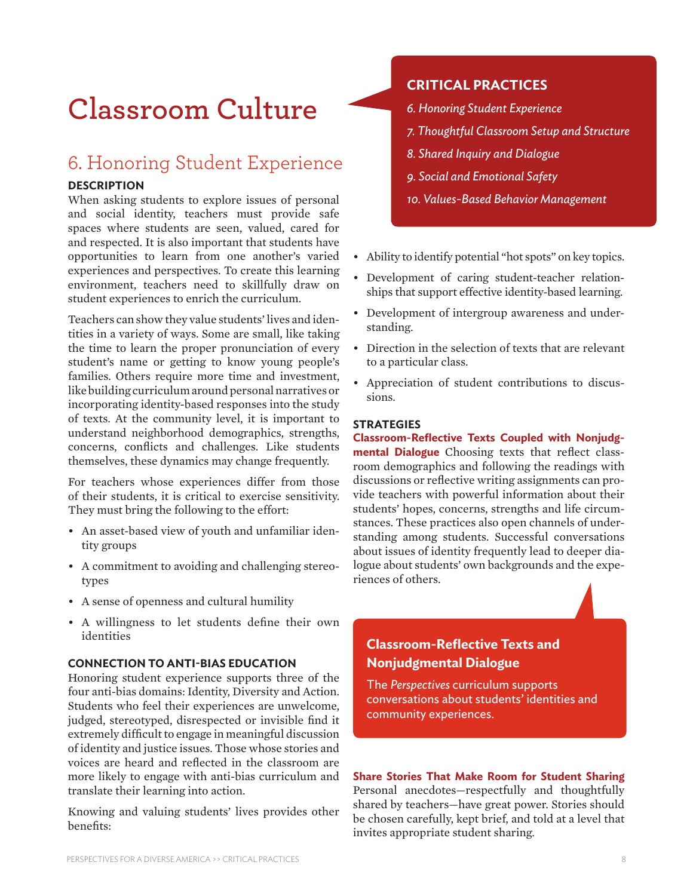# Classroom Culture

> **CRITICAL PRACTICES**
>
> *6. Honoring Student Experience*
>
> *7. Thoughtful Classroom Setup and Structure*
>
> *8. Shared Inquiry and Dialogue*
>
> *9. Social and Emotional Safety*
>
> *10. Values-Based Behavior Management*

## 6. Honoring Student Experience

### DESCRIPTION

When asking students to explore issues of personal and social identity, teachers must provide safe spaces where students are seen, valued, cared for and respected. It is also important that students have opportunities to learn from one another's varied experiences and perspectives. To create this learning environment, teachers need to skillfully draw on student experiences to enrich the curriculum.

Teachers can show they value students' lives and identities in a variety of ways. Some are small, like taking the time to learn the proper pronunciation of every student's name or getting to know young people's families. Others require more time and investment, like building curriculum around personal narratives or incorporating identity-based responses into the study of texts. At the community level, it is important to understand neighborhood demographics, strengths, concerns, conflicts and challenges. Like students themselves, these dynamics may change frequently.

For teachers whose experiences differ from those of their students, it is critical to exercise sensitivity. They must bring the following to the effort:

- An asset-based view of youth and unfamiliar identity groups
- A commitment to avoiding and challenging stereotypes
- A sense of openness and cultural humility
- A willingness to let students define their own identities

### CONNECTION TO ANTI-BIAS EDUCATION

Honoring student experience supports three of the four anti-bias domains: Identity, Diversity and Action. Students who feel their experiences are unwelcome, judged, stereotyped, disrespected or invisible find it extremely difficult to engage in meaningful discussion of identity and justice issues. Those whose stories and voices are heard and reflected in the classroom are more likely to engage with anti-bias curriculum and translate their learning into action.

Knowing and valuing students' lives provides other benefits:

- Ability to identify potential "hot spots" on key topics.
- Development of caring student-teacher relationships that support effective identity-based learning.
- Development of intergroup awareness and understanding.
- Direction in the selection of texts that are relevant to a particular class.
- Appreciation of student contributions to discussions.

### STRATEGIES

**Classroom-Reflective Texts Coupled with Nonjudgmental Dialogue** Choosing texts that reflect classroom demographics and following the readings with discussions or reflective writing assignments can provide teachers with powerful information about their students' hopes, concerns, strengths and life circumstances. These practices also open channels of understanding among students. Successful conversations about issues of identity frequently lead to deeper dialogue about students' own backgrounds and the experiences of others.

> **Classroom-Reflective Texts and Nonjudgmental Dialogue**
>
> The *Perspectives* curriculum supports conversations about students' identities and community experiences.

**Share Stories That Make Room for Student Sharing** Personal anecdotes—respectfully and thoughtfully shared by teachers—have great power. Stories should be chosen carefully, kept brief, and told at a level that invites appropriate student sharing.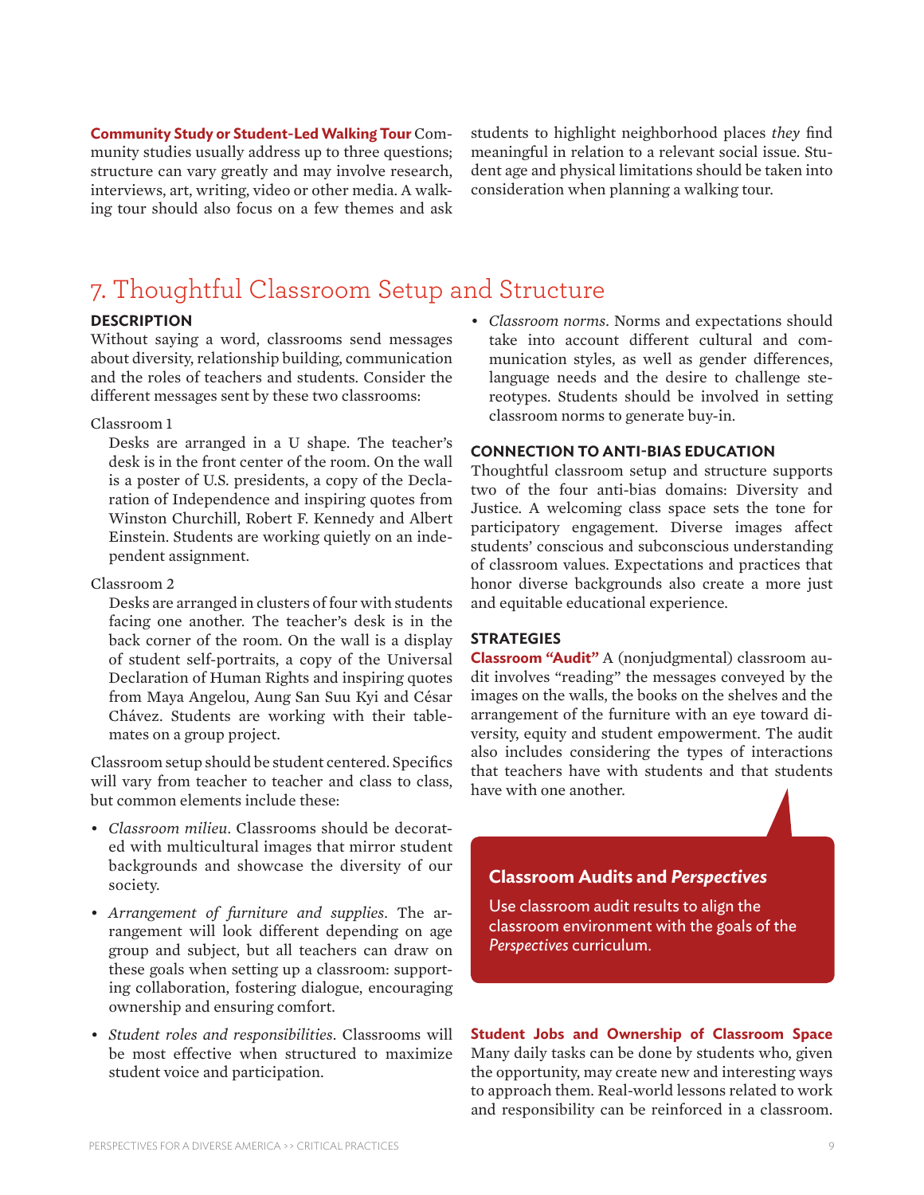**Community Study or Student-Led Walking Tour** Community studies usually address up to three questions; structure can vary greatly and may involve research, interviews, art, writing, video or other media. A walking tour should also focus on a few themes and ask students to highlight neighborhood places *they* find meaningful in relation to a relevant social issue. Student age and physical limitations should be taken into consideration when planning a walking tour.

## 7. Thoughtful Classroom Setup and Structure

### DESCRIPTION

Without saying a word, classrooms send messages about diversity, relationship building, communication and the roles of teachers and students. Consider the different messages sent by these two classrooms:

Classroom 1

Desks are arranged in a U shape. The teacher's desk is in the front center of the room. On the wall is a poster of U.S. presidents, a copy of the Declaration of Independence and inspiring quotes from Winston Churchill, Robert F. Kennedy and Albert Einstein. Students are working quietly on an independent assignment.

Classroom 2

Desks are arranged in clusters of four with students facing one another. The teacher's desk is in the back corner of the room. On the wall is a display of student self-portraits, a copy of the Universal Declaration of Human Rights and inspiring quotes from Maya Angelou, Aung San Suu Kyi and César Chávez. Students are working with their tablemates on a group project.

Classroom setup should be student centered. Specifics will vary from teacher to teacher and class to class, but common elements include these:

- *Classroom milieu*. Classrooms should be decorated with multicultural images that mirror student backgrounds and showcase the diversity of our society.
- *Arrangement of furniture and supplies*. The arrangement will look different depending on age group and subject, but all teachers can draw on these goals when setting up a classroom: supporting collaboration, fostering dialogue, encouraging ownership and ensuring comfort.
- *Student roles and responsibilities*. Classrooms will be most effective when structured to maximize student voice and participation.
- *Classroom norms*. Norms and expectations should take into account different cultural and communication styles, as well as gender differences, language needs and the desire to challenge stereotypes. Students should be involved in setting classroom norms to generate buy-in.

### CONNECTION TO ANTI-BIAS EDUCATION

Thoughtful classroom setup and structure supports two of the four anti-bias domains: Diversity and Justice. A welcoming class space sets the tone for participatory engagement. Diverse images affect students' conscious and subconscious understanding of classroom values. Expectations and practices that honor diverse backgrounds also create a more just and equitable educational experience.

### STRATEGIES

**Classroom "Audit"** A (nonjudgmental) classroom audit involves "reading" the messages conveyed by the images on the walls, the books on the shelves and the arrangement of the furniture with an eye toward diversity, equity and student empowerment. The audit also includes considering the types of interactions that teachers have with students and that students have with one another.

> **Classroom Audits and *Perspectives***
>
> Use classroom audit results to align the classroom environment with the goals of the *Perspectives* curriculum.

**Student Jobs and Ownership of Classroom Space** Many daily tasks can be done by students who, given the opportunity, may create new and interesting ways to approach them. Real-world lessons related to work and responsibility can be reinforced in a classroom.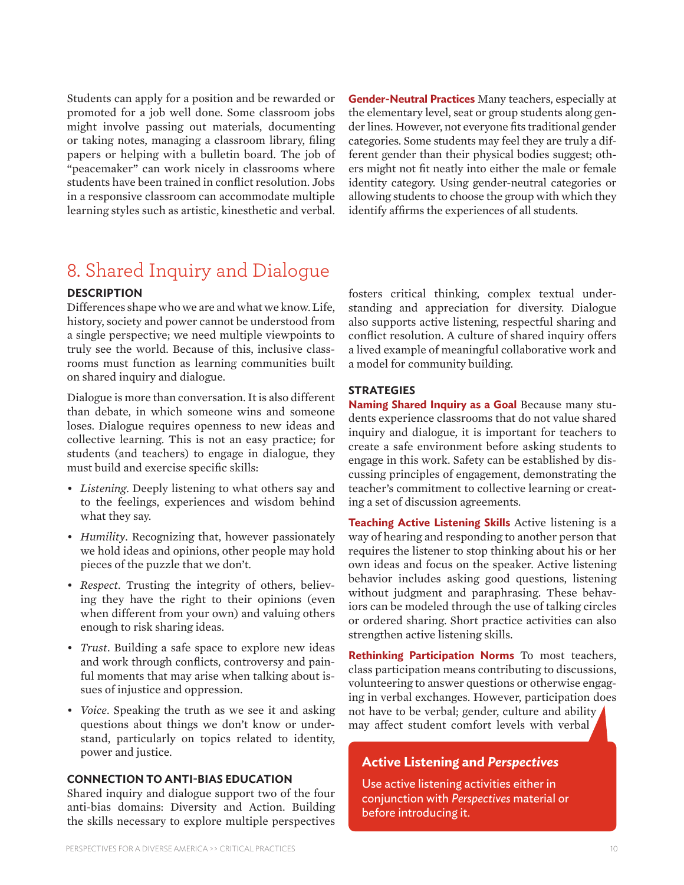Students can apply for a position and be rewarded or promoted for a job well done. Some classroom jobs might involve passing out materials, documenting or taking notes, managing a classroom library, filing papers or helping with a bulletin board. The job of "peacemaker" can work nicely in classrooms where students have been trained in conflict resolution. Jobs in a responsive classroom can accommodate multiple learning styles such as artistic, kinesthetic and verbal.

**Gender-Neutral Practices** Many teachers, especially at the elementary level, seat or group students along gender lines. However, not everyone fits traditional gender categories. Some students may feel they are truly a different gender than their physical bodies suggest; others might not fit neatly into either the male or female identity category. Using gender-neutral categories or allowing students to choose the group with which they identify affirms the experiences of all students.

## 8. Shared Inquiry and Dialogue

### DESCRIPTION

Differences shape who we are and what we know. Life, history, society and power cannot be understood from a single perspective; we need multiple viewpoints to truly see the world. Because of this, inclusive classrooms must function as learning communities built on shared inquiry and dialogue.

Dialogue is more than conversation. It is also different than debate, in which someone wins and someone loses. Dialogue requires openness to new ideas and collective learning. This is not an easy practice; for students (and teachers) to engage in dialogue, they must build and exercise specific skills:

- *Listening*. Deeply listening to what others say and to the feelings, experiences and wisdom behind what they say.
- *Humility*. Recognizing that, however passionately we hold ideas and opinions, other people may hold pieces of the puzzle that we don't.
- *Respect*. Trusting the integrity of others, believing they have the right to their opinions (even when different from your own) and valuing others enough to risk sharing ideas.
- *Trust*. Building a safe space to explore new ideas and work through conflicts, controversy and painful moments that may arise when talking about issues of injustice and oppression.
- *Voice*. Speaking the truth as we see it and asking questions about things we don't know or understand, particularly on topics related to identity, power and justice.

### CONNECTION TO ANTI-BIAS EDUCATION

Shared inquiry and dialogue support two of the four anti-bias domains: Diversity and Action. Building the skills necessary to explore multiple perspectives fosters critical thinking, complex textual understanding and appreciation for diversity. Dialogue also supports active listening, respectful sharing and conflict resolution. A culture of shared inquiry offers a lived example of meaningful collaborative work and a model for community building.

### STRATEGIES

**Naming Shared Inquiry as a Goal** Because many students experience classrooms that do not value shared inquiry and dialogue, it is important for teachers to create a safe environment before asking students to engage in this work. Safety can be established by discussing principles of engagement, demonstrating the teacher's commitment to collective learning or creating a set of discussion agreements.

**Teaching Active Listening Skills** Active listening is a way of hearing and responding to another person that requires the listener to stop thinking about his or her own ideas and focus on the speaker. Active listening behavior includes asking good questions, listening without judgment and paraphrasing. These behaviors can be modeled through the use of talking circles or ordered sharing. Short practice activities can also strengthen active listening skills.

**Rethinking Participation Norms** To most teachers, class participation means contributing to discussions, volunteering to answer questions or otherwise engaging in verbal exchanges. However, participation does not have to be verbal; gender, culture and ability may affect student comfort levels with verbal

**Active Listening and *Perspectives***

Use active listening activities either in conjunction with *Perspectives* material or before introducing it.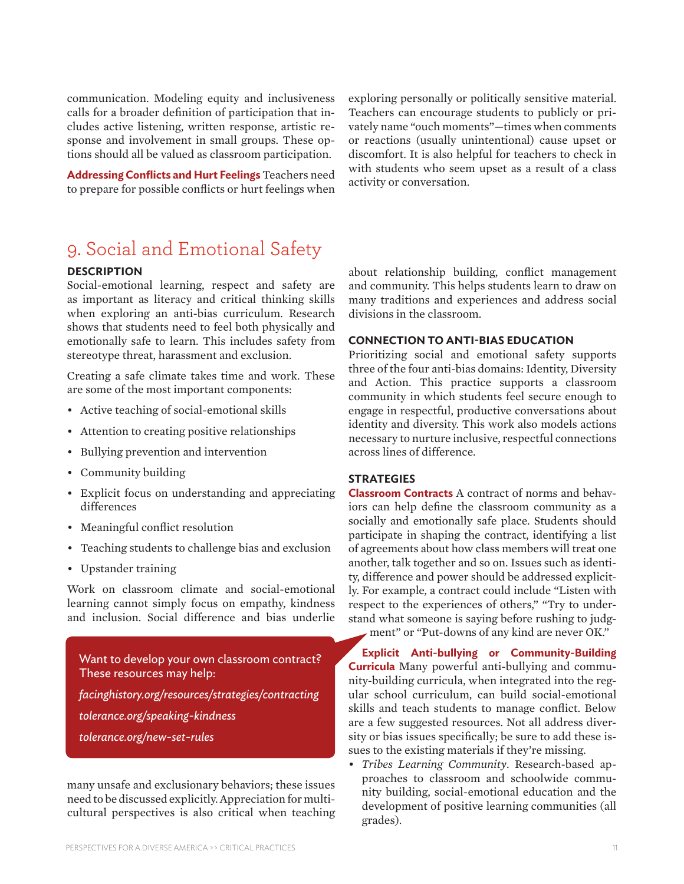communication. Modeling equity and inclusiveness calls for a broader definition of participation that includes active listening, written response, artistic response and involvement in small groups. These options should all be valued as classroom participation.

**Addressing Conflicts and Hurt Feelings** Teachers need to prepare for possible conflicts or hurt feelings when exploring personally or politically sensitive material. Teachers can encourage students to publicly or privately name "ouch moments"—times when comments or reactions (usually unintentional) cause upset or discomfort. It is also helpful for teachers to check in with students who seem upset as a result of a class activity or conversation.

## 9. Social and Emotional Safety

### DESCRIPTION

Social-emotional learning, respect and safety are as important as literacy and critical thinking skills when exploring an anti-bias curriculum. Research shows that students need to feel both physically and emotionally safe to learn. This includes safety from stereotype threat, harassment and exclusion.

Creating a safe climate takes time and work. These are some of the most important components:

- Active teaching of social-emotional skills
- Attention to creating positive relationships
- Bullying prevention and intervention
- Community building
- Explicit focus on understanding and appreciating differences
- Meaningful conflict resolution
- Teaching students to challenge bias and exclusion
- Upstander training

Work on classroom climate and social-emotional learning cannot simply focus on empathy, kindness and inclusion. Social difference and bias underlie many unsafe and exclusionary behaviors; these issues need to be discussed explicitly. Appreciation for multicultural perspectives is also critical when teaching about relationship building, conflict management and community. This helps students learn to draw on many traditions and experiences and address social divisions in the classroom.

> Want to develop your own classroom contract? These resources may help:
>
> *facinghistory.org/resources/strategies/contracting*
>
> *tolerance.org/speaking-kindness*
>
> *tolerance.org/new-set-rules*

### CONNECTION TO ANTI-BIAS EDUCATION

Prioritizing social and emotional safety supports three of the four anti-bias domains: Identity, Diversity and Action. This practice supports a classroom community in which students feel secure enough to engage in respectful, productive conversations about identity and diversity. This work also models actions necessary to nurture inclusive, respectful connections across lines of difference.

### STRATEGIES

**Classroom Contracts** A contract of norms and behaviors can help define the classroom community as a socially and emotionally safe place. Students should participate in shaping the contract, identifying a list of agreements about how class members will treat one another, talk together and so on. Issues such as identity, difference and power should be addressed explicitly. For example, a contract could include "Listen with respect to the experiences of others," "Try to understand what someone is saying before rushing to judgment" or "Put-downs of any kind are never OK."

**Explicit Anti-bullying or Community-Building Curricula** Many powerful anti-bullying and community-building curricula, when integrated into the regular school curriculum, can build social-emotional skills and teach students to manage conflict. Below are a few suggested resources. Not all address diversity or bias issues specifically; be sure to add these issues to the existing materials if they're missing.

- *Tribes Learning Community*. Research-based approaches to classroom and schoolwide community building, social-emotional education and the development of positive learning communities (all grades).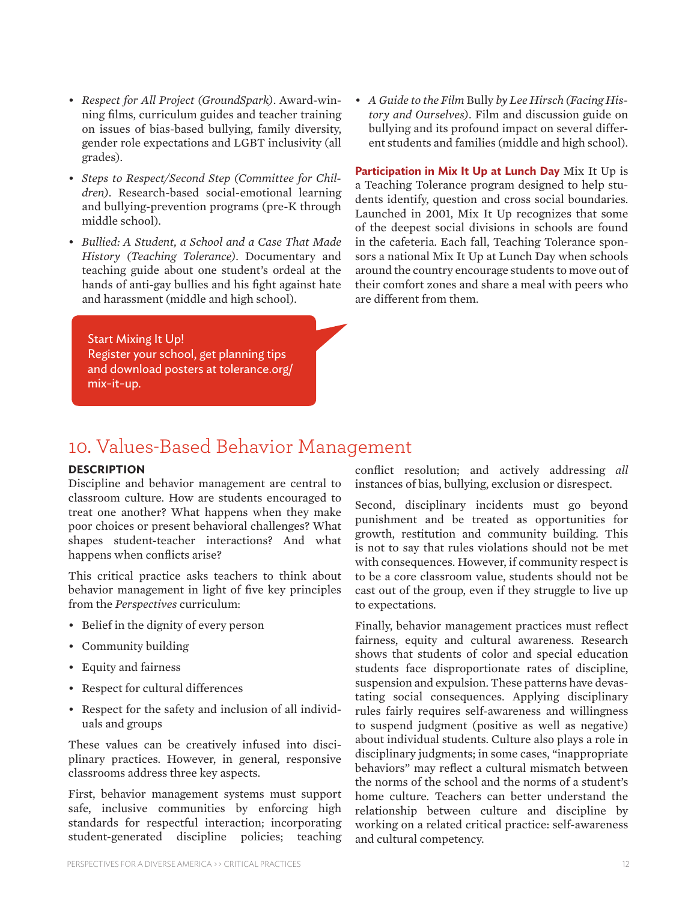- *Respect for All Project (GroundSpark)*. Award-winning films, curriculum guides and teacher training on issues of bias-based bullying, family diversity, gender role expectations and LGBT inclusivity (all grades).
- *Steps to Respect/Second Step (Committee for Children)*. Research-based social-emotional learning and bullying-prevention programs (pre-K through middle school).
- *Bullied: A Student, a School and a Case That Made History (Teaching Tolerance)*. Documentary and teaching guide about one student's ordeal at the hands of anti-gay bullies and his fight against hate and harassment (middle and high school).
- *A Guide to the Film* Bully *by Lee Hirsch (Facing History and Ourselves)*. Film and discussion guide on bullying and its profound impact on several different students and families (middle and high school).

**Participation in Mix It Up at Lunch Day** Mix It Up is a Teaching Tolerance program designed to help students identify, question and cross social boundaries. Launched in 2001, Mix It Up recognizes that some of the deepest social divisions in schools are found in the cafeteria. Each fall, Teaching Tolerance sponsors a national Mix It Up at Lunch Day when schools around the country encourage students to move out of their comfort zones and share a meal with peers who are different from them.

Start Mixing It Up!
Register your school, get planning tips and download posters at tolerance.org/mix-it-up.

## 10. Values-Based Behavior Management

**DESCRIPTION**

Discipline and behavior management are central to classroom culture. How are students encouraged to treat one another? What happens when they make poor choices or present behavioral challenges? What shapes student-teacher interactions? And what happens when conflicts arise?

This critical practice asks teachers to think about behavior management in light of five key principles from the *Perspectives* curriculum:

- Belief in the dignity of every person
- Community building
- Equity and fairness
- Respect for cultural differences
- Respect for the safety and inclusion of all individuals and groups

These values can be creatively infused into disciplinary practices. However, in general, responsive classrooms address three key aspects.

First, behavior management systems must support safe, inclusive communities by enforcing high standards for respectful interaction; incorporating student-generated discipline policies; teaching conflict resolution; and actively addressing *all* instances of bias, bullying, exclusion or disrespect.

Second, disciplinary incidents must go beyond punishment and be treated as opportunities for growth, restitution and community building. This is not to say that rules violations should not be met with consequences. However, if community respect is to be a core classroom value, students should not be cast out of the group, even if they struggle to live up to expectations.

Finally, behavior management practices must reflect fairness, equity and cultural awareness. Research shows that students of color and special education students face disproportionate rates of discipline, suspension and expulsion. These patterns have devastating social consequences. Applying disciplinary rules fairly requires self-awareness and willingness to suspend judgment (positive as well as negative) about individual students. Culture also plays a role in disciplinary judgments; in some cases, "inappropriate behaviors" may reflect a cultural mismatch between the norms of the school and the norms of a student's home culture. Teachers can better understand the relationship between culture and discipline by working on a related critical practice: self-awareness and cultural competency.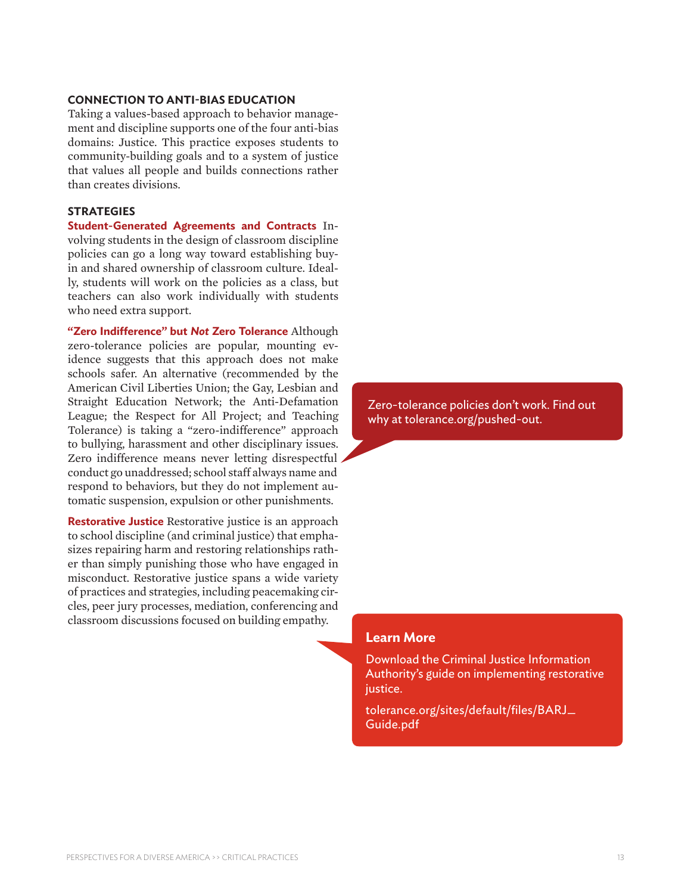### CONNECTION TO ANTI-BIAS EDUCATION

Taking a values-based approach to behavior management and discipline supports one of the four anti-bias domains: Justice. This practice exposes students to community-building goals and to a system of justice that values all people and builds connections rather than creates divisions.

### STRATEGIES

**Student-Generated Agreements and Contracts** Involving students in the design of classroom discipline policies can go a long way toward establishing buy-in and shared ownership of classroom culture. Ideally, students will work on the policies as a class, but teachers can also work individually with students who need extra support.

**"Zero Indifference" but *Not* Zero Tolerance** Although zero-tolerance policies are popular, mounting evidence suggests that this approach does not make schools safer. An alternative (recommended by the American Civil Liberties Union; the Gay, Lesbian and Straight Education Network; the Anti-Defamation League; the Respect for All Project; and Teaching Tolerance) is taking a "zero-indifference" approach to bullying, harassment and other disciplinary issues. Zero indifference means never letting disrespectful conduct go unaddressed; school staff always name and respond to behaviors, but they do not implement automatic suspension, expulsion or other punishments.

Zero-tolerance policies don't work. Find out why at tolerance.org/pushed-out.

**Restorative Justice** Restorative justice is an approach to school discipline (and criminal justice) that emphasizes repairing harm and restoring relationships rather than simply punishing those who have engaged in misconduct. Restorative justice spans a wide variety of practices and strategies, including peacemaking circles, peer jury processes, mediation, conferencing and classroom discussions focused on building empathy.

**Learn More**

Download the Criminal Justice Information Authority's guide on implementing restorative justice.

tolerance.org/sites/default/files/BARJ_Guide.pdf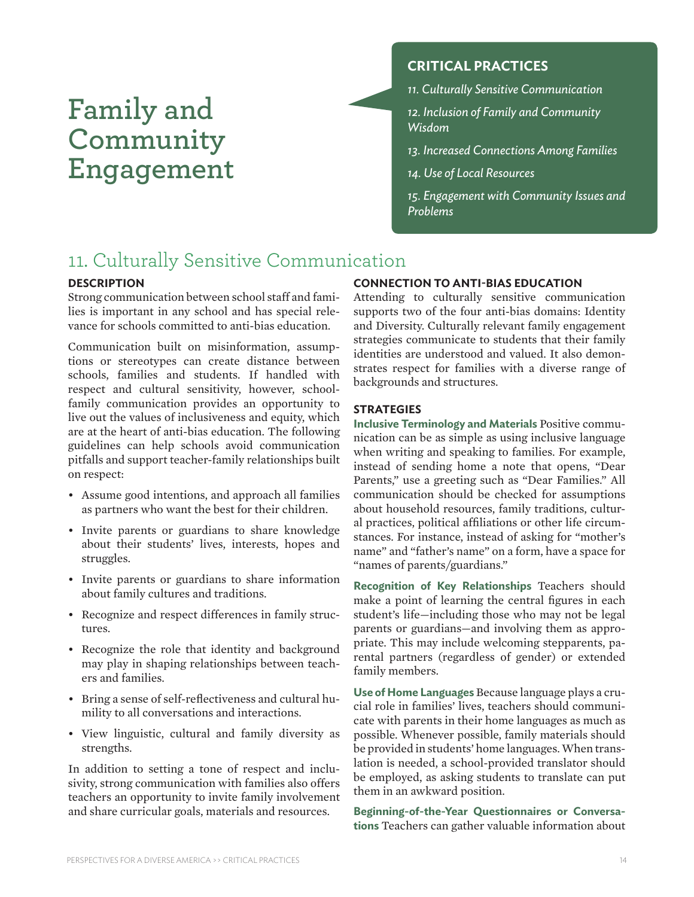# Family and Community Engagement

## CRITICAL PRACTICES

*11. Culturally Sensitive Communication*

*12. Inclusion of Family and Community Wisdom*

*13. Increased Connections Among Families*

*14. Use of Local Resources*

*15. Engagement with Community Issues and Problems*

## 11. Culturally Sensitive Communication

### DESCRIPTION

Strong communication between school staff and families is important in any school and has special relevance for schools committed to anti-bias education.

Communication built on misinformation, assumptions or stereotypes can create distance between schools, families and students. If handled with respect and cultural sensitivity, however, school-family communication provides an opportunity to live out the values of inclusiveness and equity, which are at the heart of anti-bias education. The following guidelines can help schools avoid communication pitfalls and support teacher-family relationships built on respect:

- Assume good intentions, and approach all families as partners who want the best for their children.
- Invite parents or guardians to share knowledge about their students' lives, interests, hopes and struggles.
- Invite parents or guardians to share information about family cultures and traditions.
- Recognize and respect differences in family structures.
- Recognize the role that identity and background may play in shaping relationships between teachers and families.
- Bring a sense of self-reflectiveness and cultural humility to all conversations and interactions.
- View linguistic, cultural and family diversity as strengths.

In addition to setting a tone of respect and inclusivity, strong communication with families also offers teachers an opportunity to invite family involvement and share curricular goals, materials and resources.

### CONNECTION TO ANTI-BIAS EDUCATION

Attending to culturally sensitive communication supports two of the four anti-bias domains: Identity and Diversity. Culturally relevant family engagement strategies communicate to students that their family identities are understood and valued. It also demonstrates respect for families with a diverse range of backgrounds and structures.

### STRATEGIES

**Inclusive Terminology and Materials** Positive communication can be as simple as using inclusive language when writing and speaking to families. For example, instead of sending home a note that opens, "Dear Parents," use a greeting such as "Dear Families." All communication should be checked for assumptions about household resources, family traditions, cultural practices, political affiliations or other life circumstances. For instance, instead of asking for "mother's name" and "father's name" on a form, have a space for "names of parents/guardians."

**Recognition of Key Relationships** Teachers should make a point of learning the central figures in each student's life—including those who may not be legal parents or guardians—and involving them as appropriate. This may include welcoming stepparents, parental partners (regardless of gender) or extended family members.

**Use of Home Languages** Because language plays a crucial role in families' lives, teachers should communicate with parents in their home languages as much as possible. Whenever possible, family materials should be provided in students' home languages. When translation is needed, a school-provided translator should be employed, as asking students to translate can put them in an awkward position.

**Beginning-of-the-Year Questionnaires or Conversations** Teachers can gather valuable information about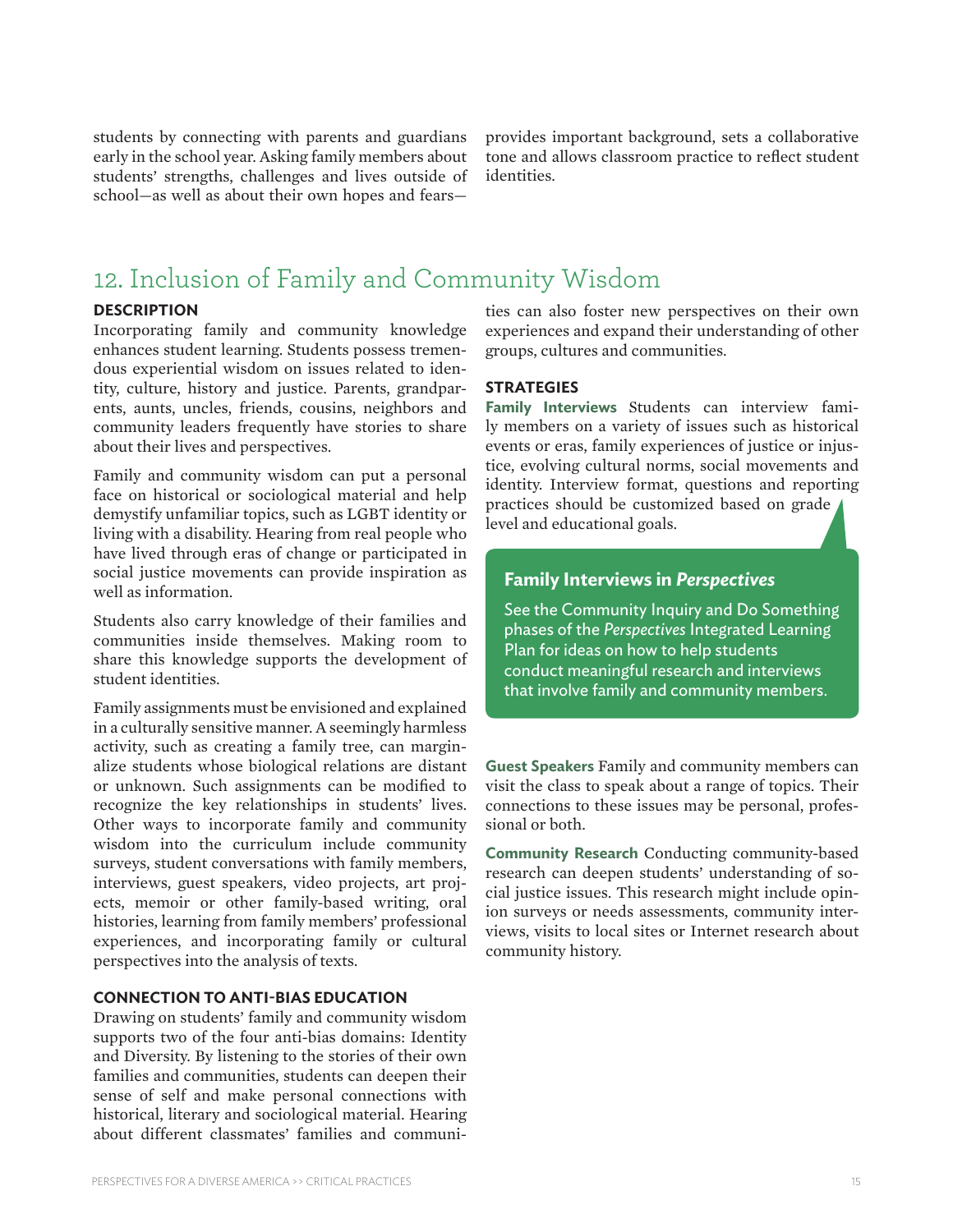students by connecting with parents and guardians early in the school year. Asking family members about students' strengths, challenges and lives outside of school—as well as about their own hopes and fears—provides important background, sets a collaborative tone and allows classroom practice to reflect student identities.

## 12. Inclusion of Family and Community Wisdom

### DESCRIPTION

Incorporating family and community knowledge enhances student learning. Students possess tremendous experiential wisdom on issues related to identity, culture, history and justice. Parents, grandparents, aunts, uncles, friends, cousins, neighbors and community leaders frequently have stories to share about their lives and perspectives.

Family and community wisdom can put a personal face on historical or sociological material and help demystify unfamiliar topics, such as LGBT identity or living with a disability. Hearing from real people who have lived through eras of change or participated in social justice movements can provide inspiration as well as information.

Students also carry knowledge of their families and communities inside themselves. Making room to share this knowledge supports the development of student identities.

Family assignments must be envisioned and explained in a culturally sensitive manner. A seemingly harmless activity, such as creating a family tree, can marginalize students whose biological relations are distant or unknown. Such assignments can be modified to recognize the key relationships in students' lives. Other ways to incorporate family and community wisdom into the curriculum include community surveys, student conversations with family members, interviews, guest speakers, video projects, art projects, memoir or other family-based writing, oral histories, learning from family members' professional experiences, and incorporating family or cultural perspectives into the analysis of texts.

### CONNECTION TO ANTI-BIAS EDUCATION

Drawing on students' family and community wisdom supports two of the four anti-bias domains: Identity and Diversity. By listening to the stories of their own families and communities, students can deepen their sense of self and make personal connections with historical, literary and sociological material. Hearing about different classmates' families and communities can also foster new perspectives on their own experiences and expand their understanding of other groups, cultures and communities.

### STRATEGIES

**Family Interviews** Students can interview family members on a variety of issues such as historical events or eras, family experiences of justice or injustice, evolving cultural norms, social movements and identity. Interview format, questions and reporting practices should be customized based on grade level and educational goals.

> **Family Interviews in *Perspectives***
>
> See the Community Inquiry and Do Something phases of the *Perspectives* Integrated Learning Plan for ideas on how to help students conduct meaningful research and interviews that involve family and community members.

**Guest Speakers** Family and community members can visit the class to speak about a range of topics. Their connections to these issues may be personal, professional or both.

**Community Research** Conducting community-based research can deepen students' understanding of social justice issues. This research might include opinion surveys or needs assessments, community interviews, visits to local sites or Internet research about community history.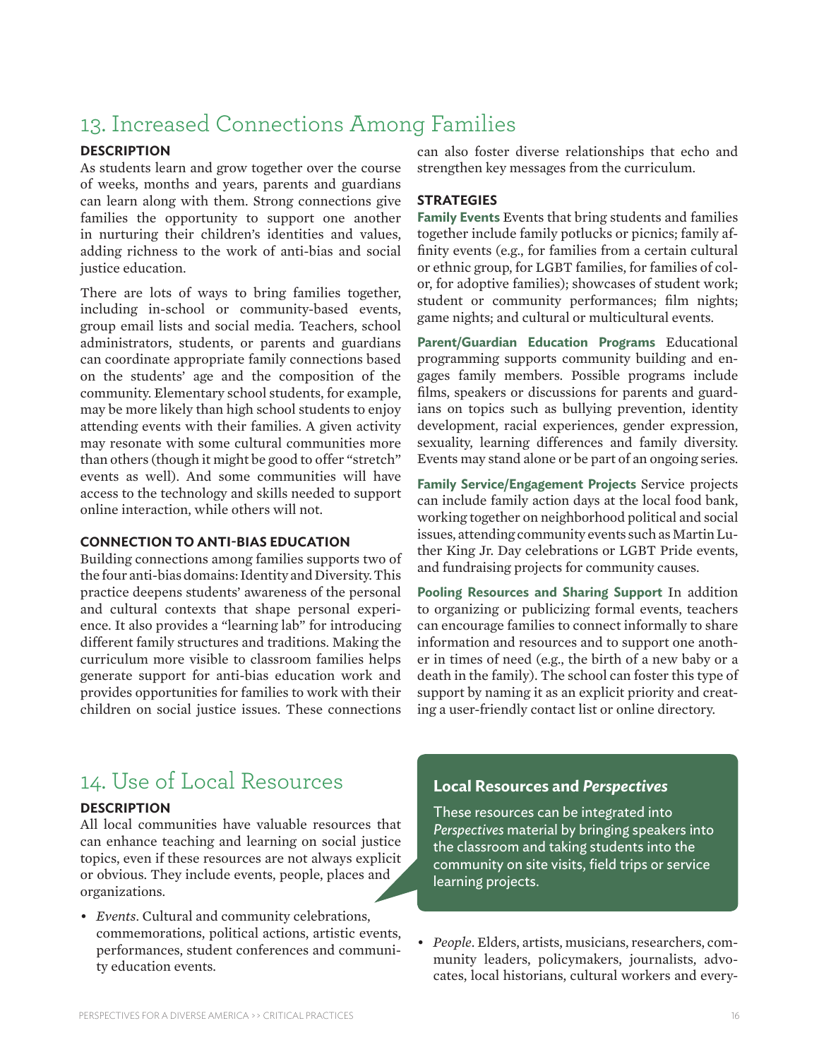## 13. Increased Connections Among Families

### DESCRIPTION

As students learn and grow together over the course of weeks, months and years, parents and guardians can learn along with them. Strong connections give families the opportunity to support one another in nurturing their children's identities and values, adding richness to the work of anti-bias and social justice education.

There are lots of ways to bring families together, including in-school or community-based events, group email lists and social media. Teachers, school administrators, students, or parents and guardians can coordinate appropriate family connections based on the students' age and the composition of the community. Elementary school students, for example, may be more likely than high school students to enjoy attending events with their families. A given activity may resonate with some cultural communities more than others (though it might be good to offer "stretch" events as well). And some communities will have access to the technology and skills needed to support online interaction, while others will not.

### CONNECTION TO ANTI-BIAS EDUCATION

Building connections among families supports two of the four anti-bias domains: Identity and Diversity. This practice deepens students' awareness of the personal and cultural contexts that shape personal experience. It also provides a "learning lab" for introducing different family structures and traditions. Making the curriculum more visible to classroom families helps generate support for anti-bias education work and provides opportunities for families to work with their children on social justice issues. These connections can also foster diverse relationships that echo and strengthen key messages from the curriculum.

### STRATEGIES

**Family Events** Events that bring students and families together include family potlucks or picnics; family affinity events (e.g., for families from a certain cultural or ethnic group, for LGBT families, for families of color, for adoptive families); showcases of student work; student or community performances; film nights; game nights; and cultural or multicultural events.

**Parent/Guardian Education Programs** Educational programming supports community building and engages family members. Possible programs include films, speakers or discussions for parents and guardians on topics such as bullying prevention, identity development, racial experiences, gender expression, sexuality, learning differences and family diversity. Events may stand alone or be part of an ongoing series.

**Family Service/Engagement Projects** Service projects can include family action days at the local food bank, working together on neighborhood political and social issues, attending community events such as Martin Luther King Jr. Day celebrations or LGBT Pride events, and fundraising projects for community causes.

**Pooling Resources and Sharing Support** In addition to organizing or publicizing formal events, teachers can encourage families to connect informally to share information and resources and to support one another in times of need (e.g., the birth of a new baby or a death in the family). The school can foster this type of support by naming it as an explicit priority and creating a user-friendly contact list or online directory.

## 14. Use of Local Resources

### DESCRIPTION

All local communities have valuable resources that can enhance teaching and learning on social justice topics, even if these resources are not always explicit or obvious. They include events, people, places and organizations.

- *Events*. Cultural and community celebrations, commemorations, political actions, artistic events, performances, student conferences and community education events.
- *People*. Elders, artists, musicians, researchers, community leaders, policymakers, journalists, advocates, local historians, cultural workers and every-

> **Local Resources and *Perspectives***
>
> These resources can be integrated into *Perspectives* material by bringing speakers into the classroom and taking students into the community on site visits, field trips or service learning projects.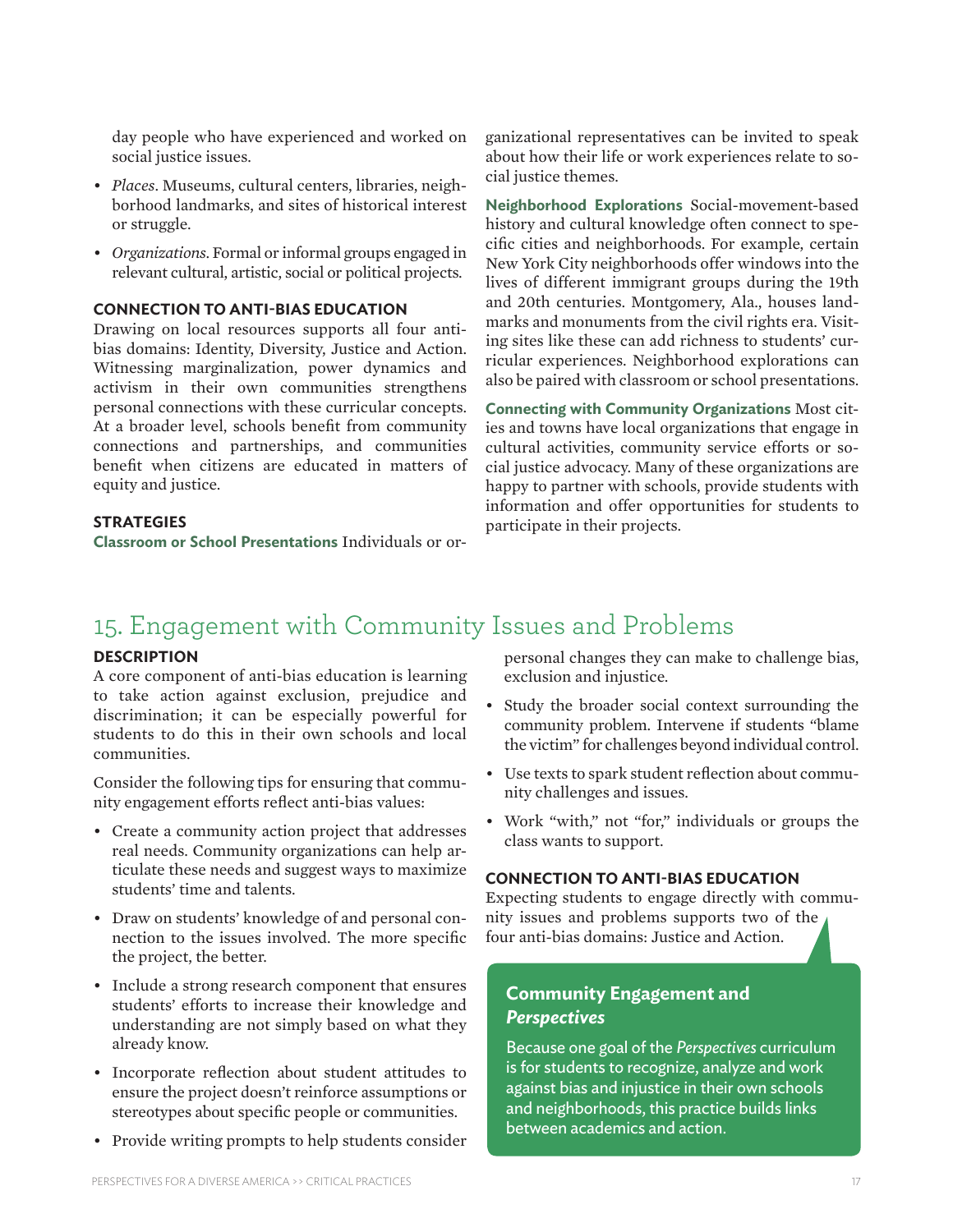day people who have experienced and worked on social justice issues.

- *Places*. Museums, cultural centers, libraries, neighborhood landmarks, and sites of historical interest or struggle.
- *Organizations*. Formal or informal groups engaged in relevant cultural, artistic, social or political projects.

### CONNECTION TO ANTI-BIAS EDUCATION

Drawing on local resources supports all four anti-bias domains: Identity, Diversity, Justice and Action. Witnessing marginalization, power dynamics and activism in their own communities strengthens personal connections with these curricular concepts. At a broader level, schools benefit from community connections and partnerships, and communities benefit when citizens are educated in matters of equity and justice.

### STRATEGIES

**Classroom or School Presentations** Individuals or organizational representatives can be invited to speak about how their life or work experiences relate to social justice themes.

**Neighborhood Explorations** Social-movement-based history and cultural knowledge often connect to specific cities and neighborhoods. For example, certain New York City neighborhoods offer windows into the lives of different immigrant groups during the 19th and 20th centuries. Montgomery, Ala., houses landmarks and monuments from the civil rights era. Visiting sites like these can add richness to students' curricular experiences. Neighborhood explorations can also be paired with classroom or school presentations.

**Connecting with Community Organizations** Most cities and towns have local organizations that engage in cultural activities, community service efforts or social justice advocacy. Many of these organizations are happy to partner with schools, provide students with information and offer opportunities for students to participate in their projects.

## 15. Engagement with Community Issues and Problems

### DESCRIPTION

A core component of anti-bias education is learning to take action against exclusion, prejudice and discrimination; it can be especially powerful for students to do this in their own schools and local communities.

Consider the following tips for ensuring that community engagement efforts reflect anti-bias values:

- Create a community action project that addresses real needs. Community organizations can help articulate these needs and suggest ways to maximize students' time and talents.
- Draw on students' knowledge of and personal connection to the issues involved. The more specific the project, the better.
- Include a strong research component that ensures students' efforts to increase their knowledge and understanding are not simply based on what they already know.
- Incorporate reflection about student attitudes to ensure the project doesn't reinforce assumptions or stereotypes about specific people or communities.
- Provide writing prompts to help students consider personal changes they can make to challenge bias, exclusion and injustice.
- Study the broader social context surrounding the community problem. Intervene if students "blame the victim" for challenges beyond individual control.
- Use texts to spark student reflection about community challenges and issues.
- Work "with," not "for," individuals or groups the class wants to support.

### CONNECTION TO ANTI-BIAS EDUCATION

Expecting students to engage directly with community issues and problems supports two of the four anti-bias domains: Justice and Action.

**Community Engagement and *Perspectives***

Because one goal of the *Perspectives* curriculum is for students to recognize, analyze and work against bias and injustice in their own schools and neighborhoods, this practice builds links between academics and action.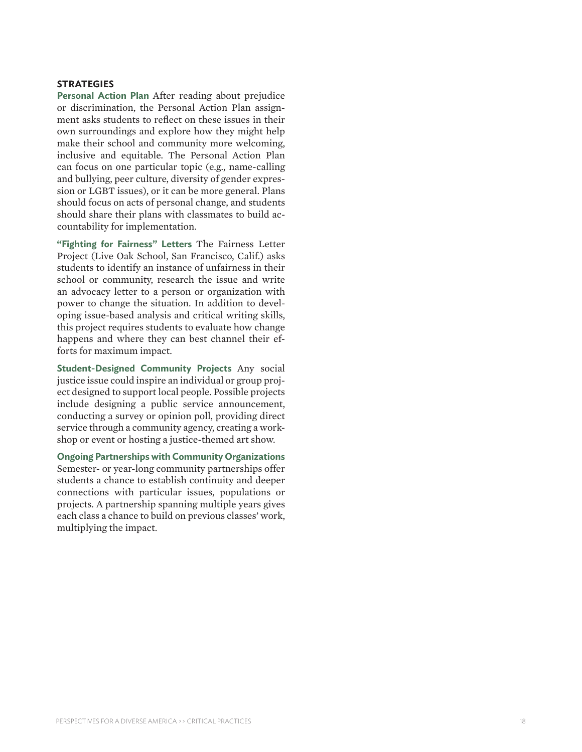### STRATEGIES

**Personal Action Plan** After reading about prejudice or discrimination, the Personal Action Plan assignment asks students to reflect on these issues in their own surroundings and explore how they might help make their school and community more welcoming, inclusive and equitable. The Personal Action Plan can focus on one particular topic (e.g., name-calling and bullying, peer culture, diversity of gender expression or LGBT issues), or it can be more general. Plans should focus on acts of personal change, and students should share their plans with classmates to build accountability for implementation.

**"Fighting for Fairness" Letters** The Fairness Letter Project (Live Oak School, San Francisco, Calif.) asks students to identify an instance of unfairness in their school or community, research the issue and write an advocacy letter to a person or organization with power to change the situation. In addition to developing issue-based analysis and critical writing skills, this project requires students to evaluate how change happens and where they can best channel their efforts for maximum impact.

**Student-Designed Community Projects** Any social justice issue could inspire an individual or group project designed to support local people. Possible projects include designing a public service announcement, conducting a survey or opinion poll, providing direct service through a community agency, creating a workshop or event or hosting a justice-themed art show.

**Ongoing Partnerships with Community Organizations** Semester- or year-long community partnerships offer students a chance to establish continuity and deeper connections with particular issues, populations or projects. A partnership spanning multiple years gives each class a chance to build on previous classes' work, multiplying the impact.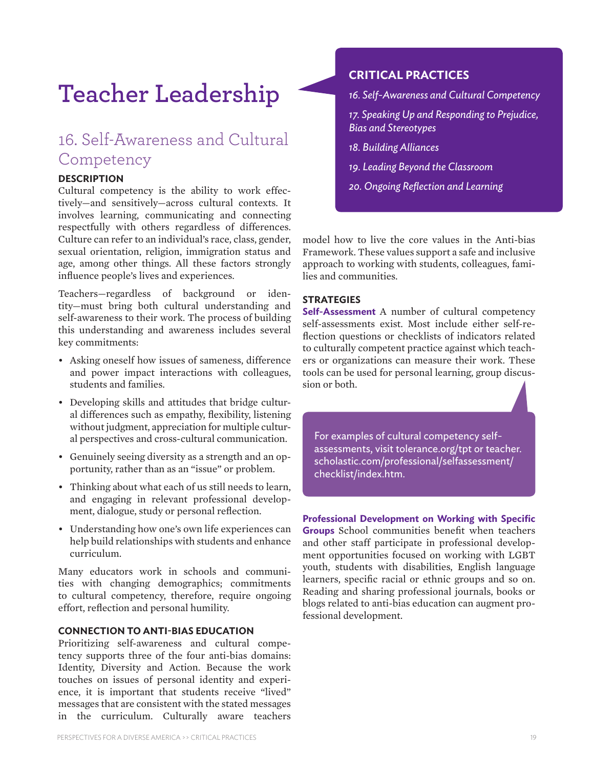# Teacher Leadership

## CRITICAL PRACTICES

*16. Self-Awareness and Cultural Competency*

*17. Speaking Up and Responding to Prejudice, Bias and Stereotypes*

*18. Building Alliances*

*19. Leading Beyond the Classroom*

*20. Ongoing Reflection and Learning*

## 16. Self-Awareness and Cultural Competency

### DESCRIPTION

Cultural competency is the ability to work effectively—and sensitively—across cultural contexts. It involves learning, communicating and connecting respectfully with others regardless of differences. Culture can refer to an individual's race, class, gender, sexual orientation, religion, immigration status and age, among other things. All these factors strongly influence people's lives and experiences.

Teachers—regardless of background or identity—must bring both cultural understanding and self-awareness to their work. The process of building this understanding and awareness includes several key commitments:

- Asking oneself how issues of sameness, difference and power impact interactions with colleagues, students and families.
- Developing skills and attitudes that bridge cultural differences such as empathy, flexibility, listening without judgment, appreciation for multiple cultural perspectives and cross-cultural communication.
- Genuinely seeing diversity as a strength and an opportunity, rather than as an "issue" or problem.
- Thinking about what each of us still needs to learn, and engaging in relevant professional development, dialogue, study or personal reflection.
- Understanding how one's own life experiences can help build relationships with students and enhance curriculum.

Many educators work in schools and communities with changing demographics; commitments to cultural competency, therefore, require ongoing effort, reflection and personal humility.

### CONNECTION TO ANTI-BIAS EDUCATION

Prioritizing self-awareness and cultural competency supports three of the four anti-bias domains: Identity, Diversity and Action. Because the work touches on issues of personal identity and experience, it is important that students receive "lived" messages that are consistent with the stated messages in the curriculum. Culturally aware teachers model how to live the core values in the Anti-bias Framework. These values support a safe and inclusive approach to working with students, colleagues, families and communities.

### STRATEGIES

**Self-Assessment** A number of cultural competency self-assessments exist. Most include either self-reflection questions or checklists of indicators related to culturally competent practice against which teachers or organizations can measure their work. These tools can be used for personal learning, group discussion or both.

> For examples of cultural competency self-assessments, visit tolerance.org/tpt or teacher.scholastic.com/professional/selfassessment/checklist/index.htm.

**Professional Development on Working with Specific Groups** School communities benefit when teachers and other staff participate in professional development opportunities focused on working with LGBT youth, students with disabilities, English language learners, specific racial or ethnic groups and so on. Reading and sharing professional journals, books or blogs related to anti-bias education can augment professional development.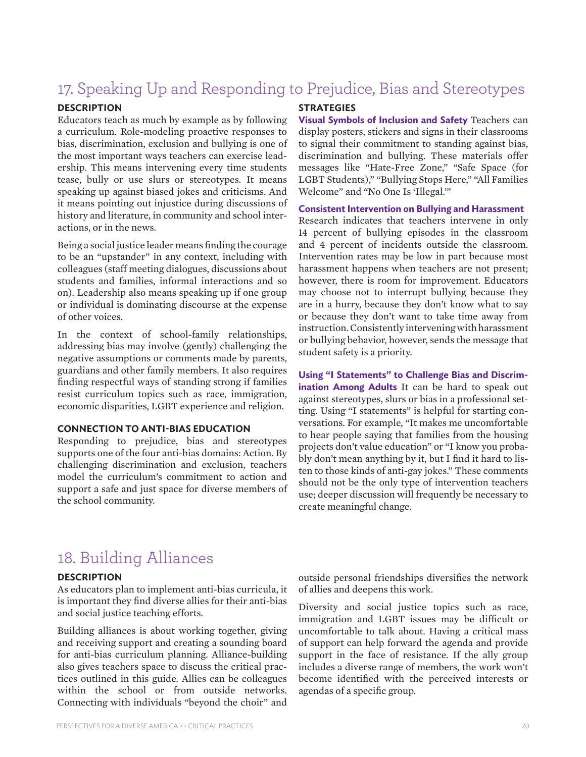## 17. Speaking Up and Responding to Prejudice, Bias and Stereotypes

### DESCRIPTION

Educators teach as much by example as by following a curriculum. Role-modeling proactive responses to bias, discrimination, exclusion and bullying is one of the most important ways teachers can exercise leadership. This means intervening every time students tease, bully or use slurs or stereotypes. It means speaking up against biased jokes and criticisms. And it means pointing out injustice during discussions of history and literature, in community and school interactions, or in the news.

Being a social justice leader means finding the courage to be an "upstander" in any context, including with colleagues (staff meeting dialogues, discussions about students and families, informal interactions and so on). Leadership also means speaking up if one group or individual is dominating discourse at the expense of other voices.

In the context of school-family relationships, addressing bias may involve (gently) challenging the negative assumptions or comments made by parents, guardians and other family members. It also requires finding respectful ways of standing strong if families resist curriculum topics such as race, immigration, economic disparities, LGBT experience and religion.

### CONNECTION TO ANTI-BIAS EDUCATION

Responding to prejudice, bias and stereotypes supports one of the four anti-bias domains: Action. By challenging discrimination and exclusion, teachers model the curriculum's commitment to action and support a safe and just space for diverse members of the school community.

### STRATEGIES

**Visual Symbols of Inclusion and Safety** Teachers can display posters, stickers and signs in their classrooms to signal their commitment to standing against bias, discrimination and bullying. These materials offer messages like "Hate-Free Zone," "Safe Space (for LGBT Students)," "Bullying Stops Here," "All Families Welcome" and "No One Is 'Illegal.'"

**Consistent Intervention on Bullying and Harassment** Research indicates that teachers intervene in only 14 percent of bullying episodes in the classroom and 4 percent of incidents outside the classroom. Intervention rates may be low in part because most harassment happens when teachers are not present; however, there is room for improvement. Educators may choose not to interrupt bullying because they are in a hurry, because they don't know what to say or because they don't want to take time away from instruction. Consistently intervening with harassment or bullying behavior, however, sends the message that student safety is a priority.

**Using "I Statements" to Challenge Bias and Discrimination Among Adults** It can be hard to speak out against stereotypes, slurs or bias in a professional setting. Using "I statements" is helpful for starting conversations. For example, "It makes me uncomfortable to hear people saying that families from the housing projects don't value education" or "I know you probably don't mean anything by it, but I find it hard to listen to those kinds of anti-gay jokes." These comments should not be the only type of intervention teachers use; deeper discussion will frequently be necessary to create meaningful change.

## 18. Building Alliances

### DESCRIPTION

As educators plan to implement anti-bias curricula, it is important they find diverse allies for their anti-bias and social justice teaching efforts.

Building alliances is about working together, giving and receiving support and creating a sounding board for anti-bias curriculum planning. Alliance-building also gives teachers space to discuss the critical practices outlined in this guide. Allies can be colleagues within the school or from outside networks. Connecting with individuals "beyond the choir" and outside personal friendships diversifies the network of allies and deepens this work.

Diversity and social justice topics such as race, immigration and LGBT issues may be difficult or uncomfortable to talk about. Having a critical mass of support can help forward the agenda and provide support in the face of resistance. If the ally group includes a diverse range of members, the work won't become identified with the perceived interests or agendas of a specific group.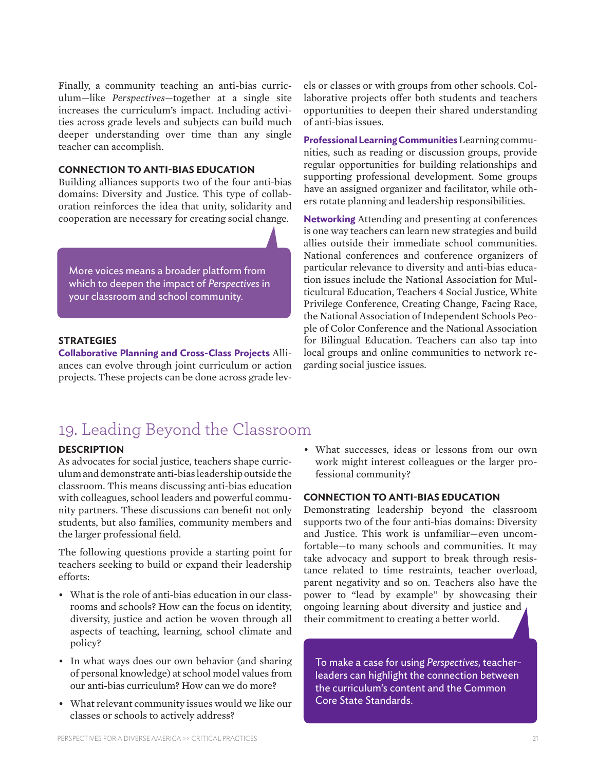Finally, a community teaching an anti-bias curriculum—like *Perspectives*—together at a single site increases the curriculum's impact. Including activities across grade levels and subjects can build much deeper understanding over time than any single teacher can accomplish.

### CONNECTION TO ANTI-BIAS EDUCATION

Building alliances supports two of the four anti-bias domains: Diversity and Justice. This type of collaboration reinforces the idea that unity, solidarity and cooperation are necessary for creating social change.

> More voices means a broader platform from which to deepen the impact of *Perspectives* in your classroom and school community.

### STRATEGIES

**Collaborative Planning and Cross-Class Projects** Alliances can evolve through joint curriculum or action projects. These projects can be done across grade levels or classes or with groups from other schools. Collaborative projects offer both students and teachers opportunities to deepen their shared understanding of anti-bias issues.

**Professional Learning Communities** Learning communities, such as reading or discussion groups, provide regular opportunities for building relationships and supporting professional development. Some groups have an assigned organizer and facilitator, while others rotate planning and leadership responsibilities.

**Networking** Attending and presenting at conferences is one way teachers can learn new strategies and build allies outside their immediate school communities. National conferences and conference organizers of particular relevance to diversity and anti-bias education issues include the National Association for Multicultural Education, Teachers 4 Social Justice, White Privilege Conference, Creating Change, Facing Race, the National Association of Independent Schools People of Color Conference and the National Association for Bilingual Education. Teachers can also tap into local groups and online communities to network regarding social justice issues.

## 19. Leading Beyond the Classroom

### DESCRIPTION

As advocates for social justice, teachers shape curriculum and demonstrate anti-bias leadership outside the classroom. This means discussing anti-bias education with colleagues, school leaders and powerful community partners. These discussions can benefit not only students, but also families, community members and the larger professional field.

The following questions provide a starting point for teachers seeking to build or expand their leadership efforts:

- What is the role of anti-bias education in our classrooms and schools? How can the focus on identity, diversity, justice and action be woven through all aspects of teaching, learning, school climate and policy?
- In what ways does our own behavior (and sharing of personal knowledge) at school model values from our anti-bias curriculum? How can we do more?
- What relevant community issues would we like our classes or schools to actively address?
- What successes, ideas or lessons from our own work might interest colleagues or the larger professional community?

### CONNECTION TO ANTI-BIAS EDUCATION

Demonstrating leadership beyond the classroom supports two of the four anti-bias domains: Diversity and Justice. This work is unfamiliar—even uncomfortable—to many schools and communities. It may take advocacy and support to break through resistance related to time restraints, teacher overload, parent negativity and so on. Teachers also have the power to "lead by example" by showcasing their ongoing learning about diversity and justice and their commitment to creating a better world.

> To make a case for using *Perspectives,* teacher-leaders can highlight the connection between the curriculum's content and the Common Core State Standards.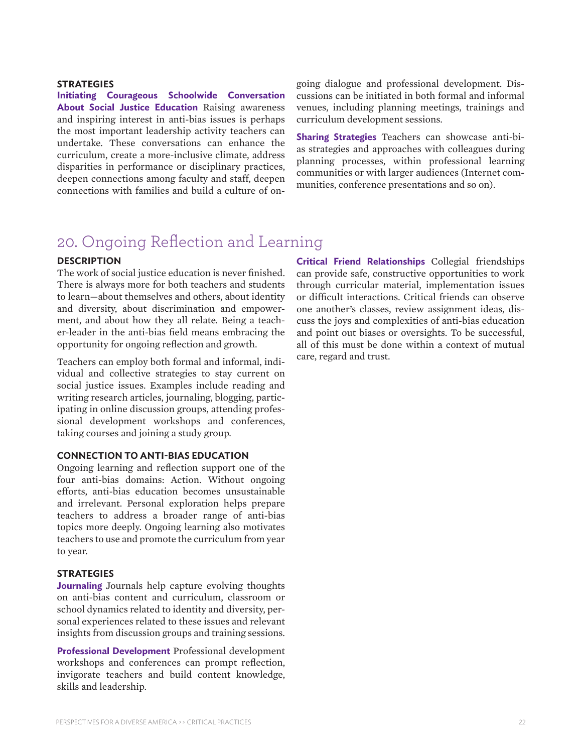### STRATEGIES

**Initiating Courageous Schoolwide Conversation About Social Justice Education** Raising awareness and inspiring interest in anti-bias issues is perhaps the most important leadership activity teachers can undertake. These conversations can enhance the curriculum, create a more-inclusive climate, address disparities in performance or disciplinary practices, deepen connections among faculty and staff, deepen connections with families and build a culture of ongoing dialogue and professional development. Discussions can be initiated in both formal and informal venues, including planning meetings, trainings and curriculum development sessions.

**Sharing Strategies** Teachers can showcase anti-bias strategies and approaches with colleagues during planning processes, within professional learning communities or with larger audiences (Internet communities, conference presentations and so on).

## 20. Ongoing Reflection and Learning

### DESCRIPTION

The work of social justice education is never finished. There is always more for both teachers and students to learn—about themselves and others, about identity and diversity, about discrimination and empowerment, and about how they all relate. Being a teacher-leader in the anti-bias field means embracing the opportunity for ongoing reflection and growth.

Teachers can employ both formal and informal, individual and collective strategies to stay current on social justice issues. Examples include reading and writing research articles, journaling, blogging, participating in online discussion groups, attending professional development workshops and conferences, taking courses and joining a study group.

### CONNECTION TO ANTI-BIAS EDUCATION

Ongoing learning and reflection support one of the four anti-bias domains: Action. Without ongoing efforts, anti-bias education becomes unsustainable and irrelevant. Personal exploration helps prepare teachers to address a broader range of anti-bias topics more deeply. Ongoing learning also motivates teachers to use and promote the curriculum from year to year.

### STRATEGIES

**Journaling** Journals help capture evolving thoughts on anti-bias content and curriculum, classroom or school dynamics related to identity and diversity, personal experiences related to these issues and relevant insights from discussion groups and training sessions.

**Professional Development** Professional development workshops and conferences can prompt reflection, invigorate teachers and build content knowledge, skills and leadership.

**Critical Friend Relationships** Collegial friendships can provide safe, constructive opportunities to work through curricular material, implementation issues or difficult interactions. Critical friends can observe one another's classes, review assignment ideas, discuss the joys and complexities of anti-bias education and point out biases or oversights. To be successful, all of this must be done within a context of mutual care, regard and trust.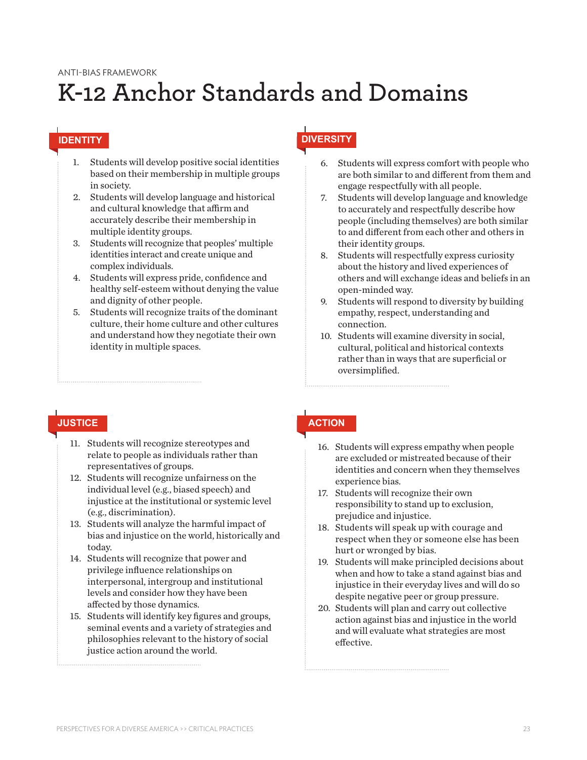ANTI-BIAS FRAMEWORK

# K-12 Anchor Standards and Domains

## IDENTITY

1. Students will develop positive social identities based on their membership in multiple groups in society.
2. Students will develop language and historical and cultural knowledge that affirm and accurately describe their membership in multiple identity groups.
3. Students will recognize that peoples' multiple identities interact and create unique and complex individuals.
4. Students will express pride, confidence and healthy self-esteem without denying the value and dignity of other people.
5. Students will recognize traits of the dominant culture, their home culture and other cultures and understand how they negotiate their own identity in multiple spaces.

## DIVERSITY

6. Students will express comfort with people who are both similar to and different from them and engage respectfully with all people.
7. Students will develop language and knowledge to accurately and respectfully describe how people (including themselves) are both similar to and different from each other and others in their identity groups.
8. Students will respectfully express curiosity about the history and lived experiences of others and will exchange ideas and beliefs in an open-minded way.
9. Students will respond to diversity by building empathy, respect, understanding and connection.
10. Students will examine diversity in social, cultural, political and historical contexts rather than in ways that are superficial or oversimplified.

## JUSTICE

11. Students will recognize stereotypes and relate to people as individuals rather than representatives of groups.
12. Students will recognize unfairness on the individual level (e.g., biased speech) and injustice at the institutional or systemic level (e.g., discrimination).
13. Students will analyze the harmful impact of bias and injustice on the world, historically and today.
14. Students will recognize that power and privilege influence relationships on interpersonal, intergroup and institutional levels and consider how they have been affected by those dynamics.
15. Students will identify key figures and groups, seminal events and a variety of strategies and philosophies relevant to the history of social justice action around the world.

## ACTION

16. Students will express empathy when people are excluded or mistreated because of their identities and concern when they themselves experience bias.
17. Students will recognize their own responsibility to stand up to exclusion, prejudice and injustice.
18. Students will speak up with courage and respect when they or someone else has been hurt or wronged by bias.
19. Students will make principled decisions about when and how to take a stand against bias and injustice in their everyday lives and will do so despite negative peer or group pressure.
20. Students will plan and carry out collective action against bias and injustice in the world and will evaluate what strategies are most effective.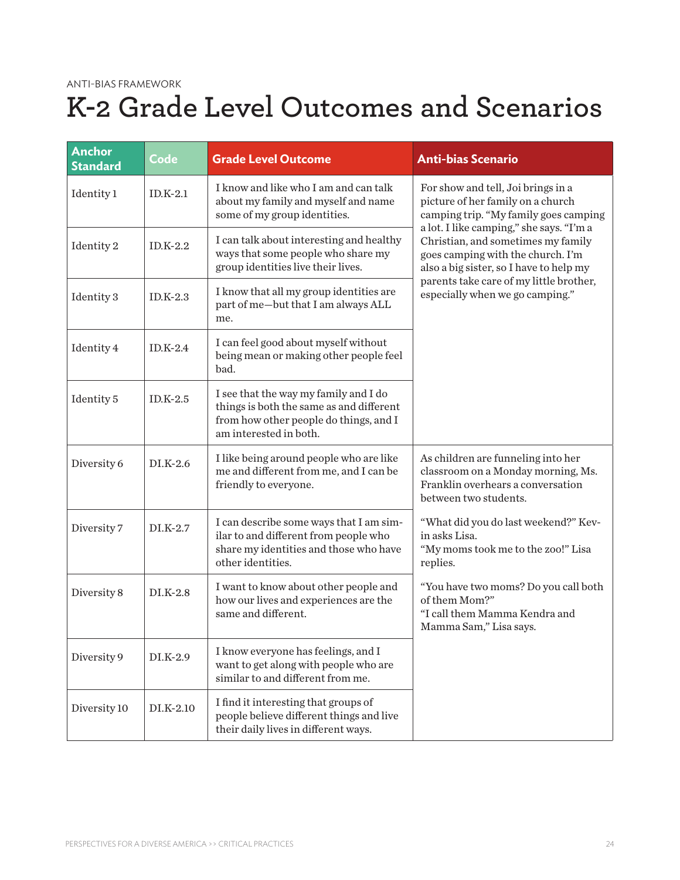ANTI-BIAS FRAMEWORK

# K-2 Grade Level Outcomes and Scenarios

| Anchor Standard | Code | Grade Level Outcome | Anti-bias Scenario |
|---|---|---|---|
| Identity 1 | ID.K-2.1 | I know and like who I am and can talk about my family and myself and name some of my group identities. | For show and tell, Joi brings in a picture of her family on a church camping trip. "My family goes camping a lot. I like camping," she says. "I'm a Christian, and sometimes my family goes camping with the church. I'm also a big sister, so I have to help my parents take care of my little brother, especially when we go camping." |
| Identity 2 | ID.K-2.2 | I can talk about interesting and healthy ways that some people who share my group identities live their lives. | |
| Identity 3 | ID.K-2.3 | I know that all my group identities are part of me—but that I am always ALL me. | |
| Identity 4 | ID.K-2.4 | I can feel good about myself without being mean or making other people feel bad. | |
| Identity 5 | ID.K-2.5 | I see that the way my family and I do things is both the same as and different from how other people do things, and I am interested in both. | |
| Diversity 6 | DI.K-2.6 | I like being around people who are like me and different from me, and I can be friendly to everyone. | As children are funneling into her classroom on a Monday morning, Ms. Franklin overhears a conversation between two students.<br><br>"What did you do last weekend?" Kevin asks Lisa.<br>"My moms took me to the zoo!" Lisa replies.<br><br>"You have two moms? Do you call both of them Mom?"<br>"I call them Mamma Kendra and Mamma Sam," Lisa says. |
| Diversity 7 | DI.K-2.7 | I can describe some ways that I am similar to and different from people who share my identities and those who have other identities. | |
| Diversity 8 | DI.K-2.8 | I want to know about other people and how our lives and experiences are the same and different. | |
| Diversity 9 | DI.K-2.9 | I know everyone has feelings, and I want to get along with people who are similar to and different from me. | |
| Diversity 10 | DI.K-2.10 | I find it interesting that groups of people believe different things and live their daily lives in different ways. | |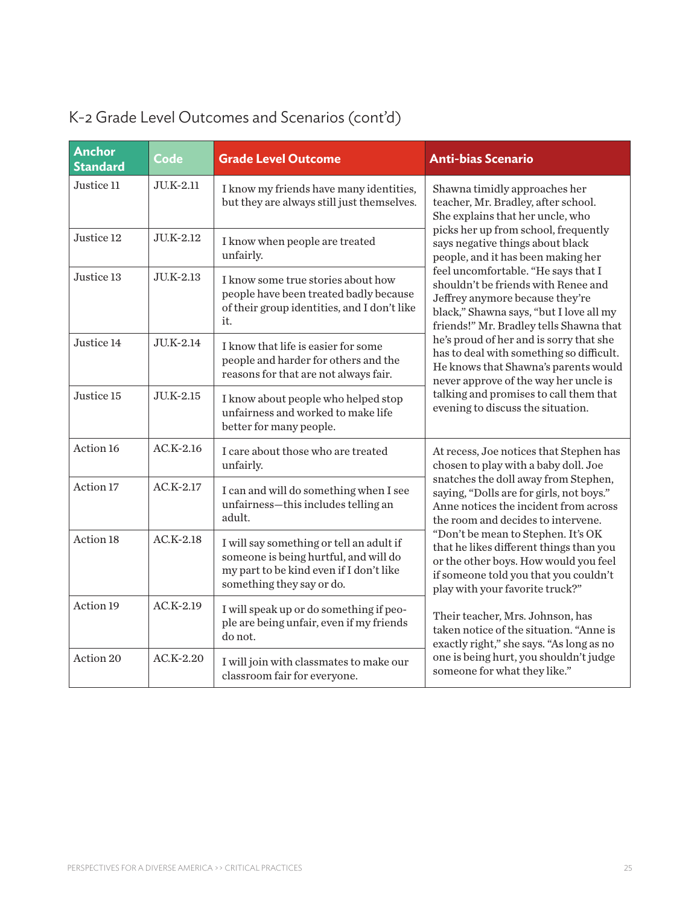## K–2 Grade Level Outcomes and Scenarios (cont'd)

| Anchor Standard | Code | Grade Level Outcome | Anti-bias Scenario |
|---|---|---|---|
| Justice 11 | JU.K-2.11 | I know my friends have many identities, but they are always still just themselves. | Shawna timidly approaches her teacher, Mr. Bradley, after school. She explains that her uncle, who picks her up from school, frequently says negative things about black people, and it has been making her feel uncomfortable. "He says that I shouldn't be friends with Renee and Jeffrey anymore because they're black," Shawna says, "but I love all my friends!" Mr. Bradley tells Shawna that he's proud of her and is sorry that she has to deal with something so difficult. He knows that Shawna's parents would never approve of the way her uncle is talking and promises to call them that evening to discuss the situation. |
| Justice 12 | JU.K-2.12 | I know when people are treated unfairly. | |
| Justice 13 | JU.K-2.13 | I know some true stories about how people have been treated badly because of their group identities, and I don't like it. | |
| Justice 14 | JU.K-2.14 | I know that life is easier for some people and harder for others and the reasons for that are not always fair. | |
| Justice 15 | JU.K-2.15 | I know about people who helped stop unfairness and worked to make life better for many people. | |
| Action 16 | AC.K-2.16 | I care about those who are treated unfairly. | At recess, Joe notices that Stephen has chosen to play with a baby doll. Joe snatches the doll away from Stephen, saying, "Dolls are for girls, not boys." Anne notices the incident from across the room and decides to intervene. "Don't be mean to Stephen. It's OK that he likes different things than you or the other boys. How would you feel if someone told you that you couldn't play with your favorite truck?" Their teacher, Mrs. Johnson, has taken notice of the situation. "Anne is exactly right," she says. "As long as no one is being hurt, you shouldn't judge someone for what they like." |
| Action 17 | AC.K-2.17 | I can and will do something when I see unfairness—this includes telling an adult. | |
| Action 18 | AC.K-2.18 | I will say something or tell an adult if someone is being hurtful, and will do my part to be kind even if I don't like something they say or do. | |
| Action 19 | AC.K-2.19 | I will speak up or do something if people are being unfair, even if my friends do not. | |
| Action 20 | AC.K-2.20 | I will join with classmates to make our classroom fair for everyone. | |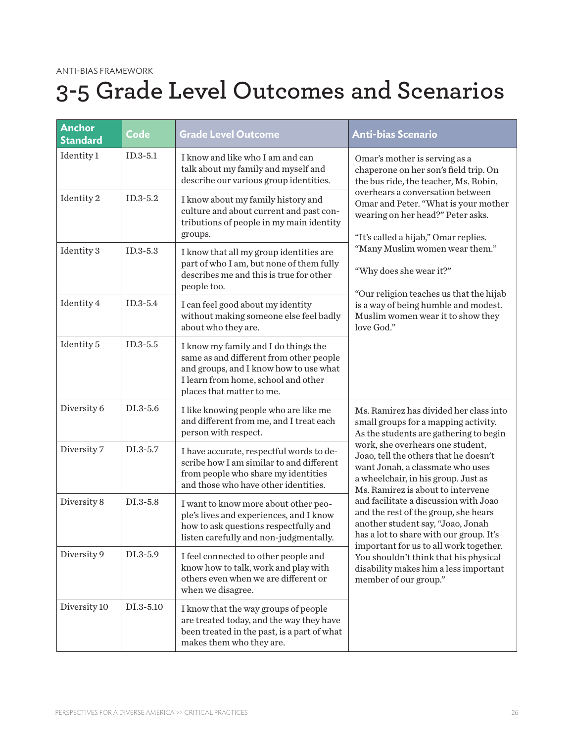ANTI-BIAS FRAMEWORK

# 3-5 Grade Level Outcomes and Scenarios

| Anchor Standard | Code | Grade Level Outcome | Anti-bias Scenario |
|---|---|---|---|
| Identity 1 | ID.3-5.1 | I know and like who I am and can talk about my family and myself and describe our various group identities. | Omar's mother is serving as a chaperone on her son's field trip. On the bus ride, the teacher, Ms. Robin, overhears a conversation between Omar and Peter. "What is your mother wearing on her head?" Peter asks. "It's called a hijab," Omar replies. "Many Muslim women wear them." "Why does she wear it?" "Our religion teaches us that the hijab is a way of being humble and modest. Muslim women wear it to show they love God." |
| Identity 2 | ID.3-5.2 | I know about my family history and culture and about current and past contributions of people in my main identity groups. | |
| Identity 3 | ID.3-5.3 | I know that all my group identities are part of who I am, but none of them fully describes me and this is true for other people too. | |
| Identity 4 | ID.3-5.4 | I can feel good about my identity without making someone else feel badly about who they are. | |
| Identity 5 | ID.3-5.5 | I know my family and I do things the same as and different from other people and groups, and I know how to use what I learn from home, school and other places that matter to me. | |
| Diversity 6 | DI.3-5.6 | I like knowing people who are like me and different from me, and I treat each person with respect. | Ms. Ramirez has divided her class into small groups for a mapping activity. As the students are gathering to begin work, she overhears one student, Joao, tell the others that he doesn't want Jonah, a classmate who uses a wheelchair, in his group. Just as Ms. Ramirez is about to intervene and facilitate a discussion with Joao and the rest of the group, she hears another student say, "Joao, Jonah has a lot to share with our group. It's important for us to all work together. You shouldn't think that his physical disability makes him a less important member of our group." |
| Diversity 7 | DI.3-5.7 | I have accurate, respectful words to describe how I am similar to and different from people who share my identities and those who have other identities. | |
| Diversity 8 | DI.3-5.8 | I want to know more about other people's lives and experiences, and I know how to ask questions respectfully and listen carefully and non-judgmentally. | |
| Diversity 9 | DI.3-5.9 | I feel connected to other people and know how to talk, work and play with others even when we are different or when we disagree. | |
| Diversity 10 | DI.3-5.10 | I know that the way groups of people are treated today, and the way they have been treated in the past, is a part of what makes them who they are. | |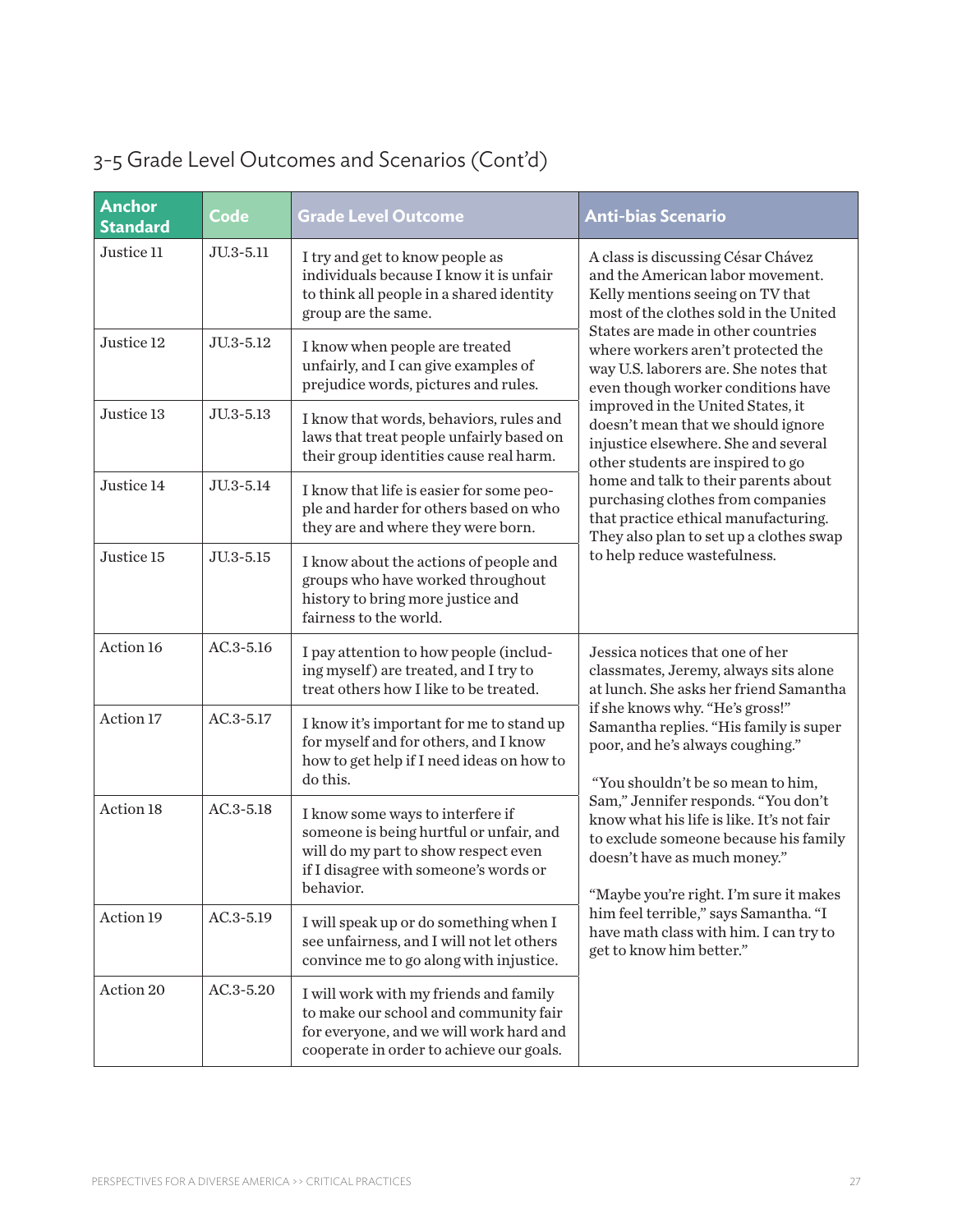## 3-5 Grade Level Outcomes and Scenarios (Cont'd)

| Anchor Standard | Code | Grade Level Outcome | Anti-bias Scenario |
|---|---|---|---|
| Justice 11 | JU.3-5.11 | I try and get to know people as individuals because I know it is unfair to think all people in a shared identity group are the same. | A class is discussing César Chávez and the American labor movement. Kelly mentions seeing on TV that most of the clothes sold in the United States are made in other countries where workers aren't protected the way U.S. laborers are. She notes that even though worker conditions have improved in the United States, it doesn't mean that we should ignore injustice elsewhere. She and several other students are inspired to go home and talk to their parents about purchasing clothes from companies that practice ethical manufacturing. They also plan to set up a clothes swap to help reduce wastefulness. |
| Justice 12 | JU.3-5.12 | I know when people are treated unfairly, and I can give examples of prejudice words, pictures and rules. | |
| Justice 13 | JU.3-5.13 | I know that words, behaviors, rules and laws that treat people unfairly based on their group identities cause real harm. | |
| Justice 14 | JU.3-5.14 | I know that life is easier for some people and harder for others based on who they are and where they were born. | |
| Justice 15 | JU.3-5.15 | I know about the actions of people and groups who have worked throughout history to bring more justice and fairness to the world. | |
| Action 16 | AC.3-5.16 | I pay attention to how people (including myself) are treated, and I try to treat others how I like to be treated. | Jessica notices that one of her classmates, Jeremy, always sits alone at lunch. She asks her friend Samantha if she knows why. "He's gross!" Samantha replies. "His family is super poor, and he's always coughing." "You shouldn't be so mean to him, Sam," Jennifer responds. "You don't know what his life is like. It's not fair to exclude someone because his family doesn't have as much money." "Maybe you're right. I'm sure it makes him feel terrible," says Samantha. "I have math class with him. I can try to get to know him better." |
| Action 17 | AC.3-5.17 | I know it's important for me to stand up for myself and for others, and I know how to get help if I need ideas on how to do this. | |
| Action 18 | AC.3-5.18 | I know some ways to interfere if someone is being hurtful or unfair, and will do my part to show respect even if I disagree with someone's words or behavior. | |
| Action 19 | AC.3-5.19 | I will speak up or do something when I see unfairness, and I will not let others convince me to go along with injustice. | |
| Action 20 | AC.3-5.20 | I will work with my friends and family to make our school and community fair for everyone, and we will work hard and cooperate in order to achieve our goals. | |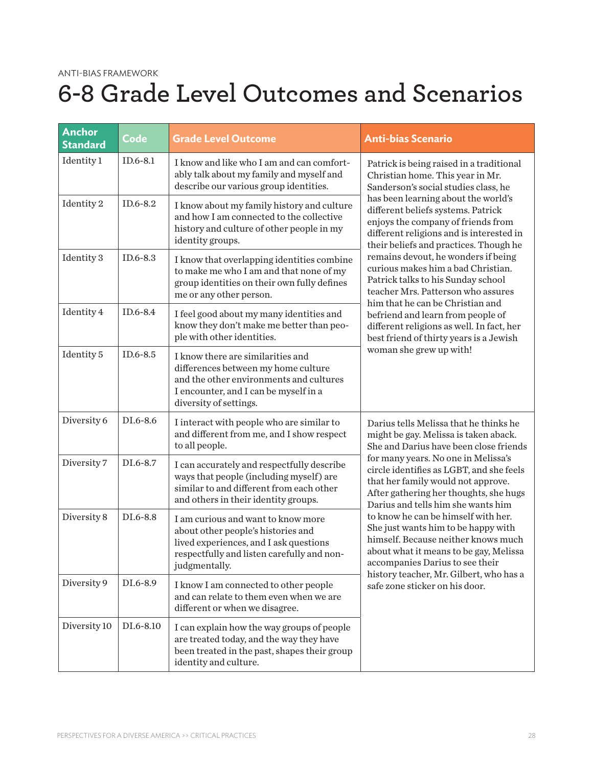ANTI-BIAS FRAMEWORK

# 6-8 Grade Level Outcomes and Scenarios

| Anchor Standard | Code | Grade Level Outcome | Anti-bias Scenario |
|---|---|---|---|
| Identity 1 | ID.6-8.1 | I know and like who I am and can comfortably talk about my family and myself and describe our various group identities. | Patrick is being raised in a traditional Christian home. This year in Mr. Sanderson's social studies class, he has been learning about the world's different beliefs systems. Patrick enjoys the company of friends from different religions and is interested in their beliefs and practices. Though he remains devout, he wonders if being curious makes him a bad Christian. Patrick talks to his Sunday school teacher Mrs. Patterson who assures him that he can be Christian and befriend and learn from people of different religions as well. In fact, her best friend of thirty years is a Jewish woman she grew up with! |
| Identity 2 | ID.6-8.2 | I know about my family history and culture and how I am connected to the collective history and culture of other people in my identity groups. | |
| Identity 3 | ID.6-8.3 | I know that overlapping identities combine to make me who I am and that none of my group identities on their own fully defines me or any other person. | |
| Identity 4 | ID.6-8.4 | I feel good about my many identities and know they don't make me better than people with other identities. | |
| Identity 5 | ID.6-8.5 | I know there are similarities and differences between my home culture and the other environments and cultures I encounter, and I can be myself in a diversity of settings. | |
| Diversity 6 | DI.6-8.6 | I interact with people who are similar to and different from me, and I show respect to all people. | Darius tells Melissa that he thinks he might be gay. Melissa is taken aback. She and Darius have been close friends for many years. No one in Melissa's circle identifies as LGBT, and she feels that her family would not approve. After gathering her thoughts, she hugs Darius and tells him she wants him to know he can be himself with her. She just wants him to be happy with himself. Because neither knows much about what it means to be gay, Melissa accompanies Darius to see their history teacher, Mr. Gilbert, who has a safe zone sticker on his door. |
| Diversity 7 | DI.6-8.7 | I can accurately and respectfully describe ways that people (including myself) are similar to and different from each other and others in their identity groups. | |
| Diversity 8 | DI.6-8.8 | I am curious and want to know more about other people's histories and lived experiences, and I ask questions respectfully and listen carefully and non-judgmentally. | |
| Diversity 9 | DI.6-8.9 | I know I am connected to other people and can relate to them even when we are different or when we disagree. | |
| Diversity 10 | DI.6-8.10 | I can explain how the way groups of people are treated today, and the way they have been treated in the past, shapes their group identity and culture. | |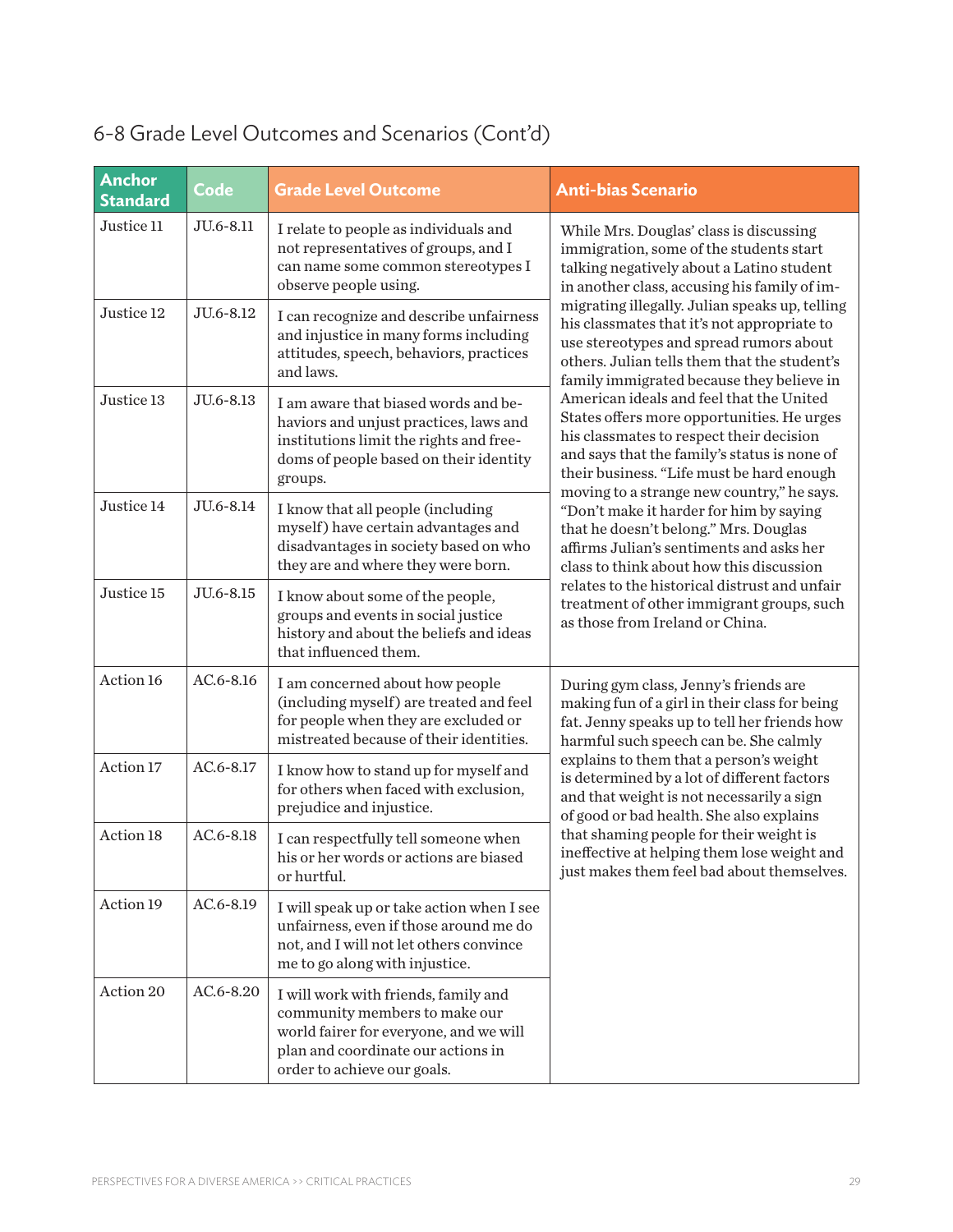## 6-8 Grade Level Outcomes and Scenarios (Cont'd)

| Anchor Standard | Code | Grade Level Outcome | Anti-bias Scenario |
|---|---|---|---|
| Justice 11 | JU.6-8.11 | I relate to people as individuals and not representatives of groups, and I can name some common stereotypes I observe people using. | While Mrs. Douglas' class is discussing immigration, some of the students start talking negatively about a Latino student in another class, accusing his family of immigrating illegally. Julian speaks up, telling his classmates that it's not appropriate to use stereotypes and spread rumors about others. Julian tells them that the student's family immigrated because they believe in American ideals and feel that the United States offers more opportunities. He urges his classmates to respect their decision and says that the family's status is none of their business. "Life must be hard enough moving to a strange new country," he says. "Don't make it harder for him by saying that he doesn't belong." Mrs. Douglas affirms Julian's sentiments and asks her class to think about how this discussion relates to the historical distrust and unfair treatment of other immigrant groups, such as those from Ireland or China. |
| Justice 12 | JU.6-8.12 | I can recognize and describe unfairness and injustice in many forms including attitudes, speech, behaviors, practices and laws. | |
| Justice 13 | JU.6-8.13 | I am aware that biased words and behaviors and unjust practices, laws and institutions limit the rights and freedoms of people based on their identity groups. | |
| Justice 14 | JU.6-8.14 | I know that all people (including myself) have certain advantages and disadvantages in society based on who they are and where they were born. | |
| Justice 15 | JU.6-8.15 | I know about some of the people, groups and events in social justice history and about the beliefs and ideas that influenced them. | |
| Action 16 | AC.6-8.16 | I am concerned about how people (including myself) are treated and feel for people when they are excluded or mistreated because of their identities. | During gym class, Jenny's friends are making fun of a girl in their class for being fat. Jenny speaks up to tell her friends how harmful such speech can be. She calmly explains to them that a person's weight is determined by a lot of different factors and that weight is not necessarily a sign of good or bad health. She also explains that shaming people for their weight is ineffective at helping them lose weight and just makes them feel bad about themselves. |
| Action 17 | AC.6-8.17 | I know how to stand up for myself and for others when faced with exclusion, prejudice and injustice. | |
| Action 18 | AC.6-8.18 | I can respectfully tell someone when his or her words or actions are biased or hurtful. | |
| Action 19 | AC.6-8.19 | I will speak up or take action when I see unfairness, even if those around me do not, and I will not let others convince me to go along with injustice. | |
| Action 20 | AC.6-8.20 | I will work with friends, family and community members to make our world fairer for everyone, and we will plan and coordinate our actions in order to achieve our goals. | |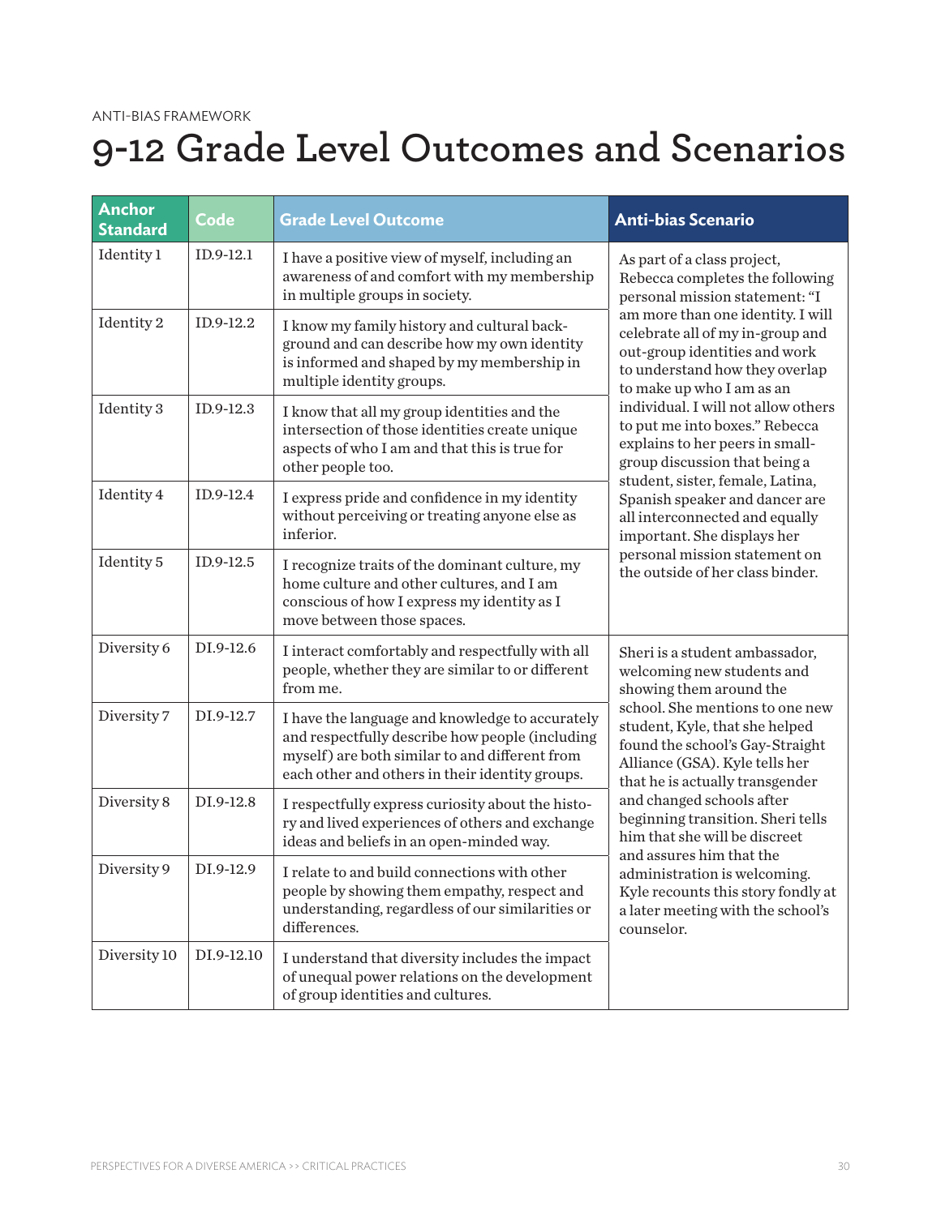ANTI-BIAS FRAMEWORK

# 9-12 Grade Level Outcomes and Scenarios

| Anchor Standard | Code | Grade Level Outcome | Anti-bias Scenario |
|---|---|---|---|
| Identity 1 | ID.9-12.1 | I have a positive view of myself, including an awareness of and comfort with my membership in multiple groups in society. | As part of a class project, Rebecca completes the following personal mission statement: "I am more than one identity. I will celebrate all of my in-group and out-group identities and work to understand how they overlap to make up who I am as an individual. I will not allow others to put me into boxes." Rebecca explains to her peers in small-group discussion that being a student, sister, female, Latina, Spanish speaker and dancer are all interconnected and equally important. She displays her personal mission statement on the outside of her class binder. |
| Identity 2 | ID.9-12.2 | I know my family history and cultural background and can describe how my own identity is informed and shaped by my membership in multiple identity groups. | |
| Identity 3 | ID.9-12.3 | I know that all my group identities and the intersection of those identities create unique aspects of who I am and that this is true for other people too. | |
| Identity 4 | ID.9-12.4 | I express pride and confidence in my identity without perceiving or treating anyone else as inferior. | |
| Identity 5 | ID.9-12.5 | I recognize traits of the dominant culture, my home culture and other cultures, and I am conscious of how I express my identity as I move between those spaces. | |
| Diversity 6 | DI.9-12.6 | I interact comfortably and respectfully with all people, whether they are similar to or different from me. | Sheri is a student ambassador, welcoming new students and showing them around the school. She mentions to one new student, Kyle, that she helped found the school's Gay-Straight Alliance (GSA). Kyle tells her that he is actually transgender and changed schools after beginning transition. Sheri tells him that she will be discreet and assures him that the administration is welcoming. Kyle recounts this story fondly at a later meeting with the school's counselor. |
| Diversity 7 | DI.9-12.7 | I have the language and knowledge to accurately and respectfully describe how people (including myself) are both similar to and different from each other and others in their identity groups. | |
| Diversity 8 | DI.9-12.8 | I respectfully express curiosity about the history and lived experiences of others and exchange ideas and beliefs in an open-minded way. | |
| Diversity 9 | DI.9-12.9 | I relate to and build connections with other people by showing them empathy, respect and understanding, regardless of our similarities or differences. | |
| Diversity 10 | DI.9-12.10 | I understand that diversity includes the impact of unequal power relations on the development of group identities and cultures. | |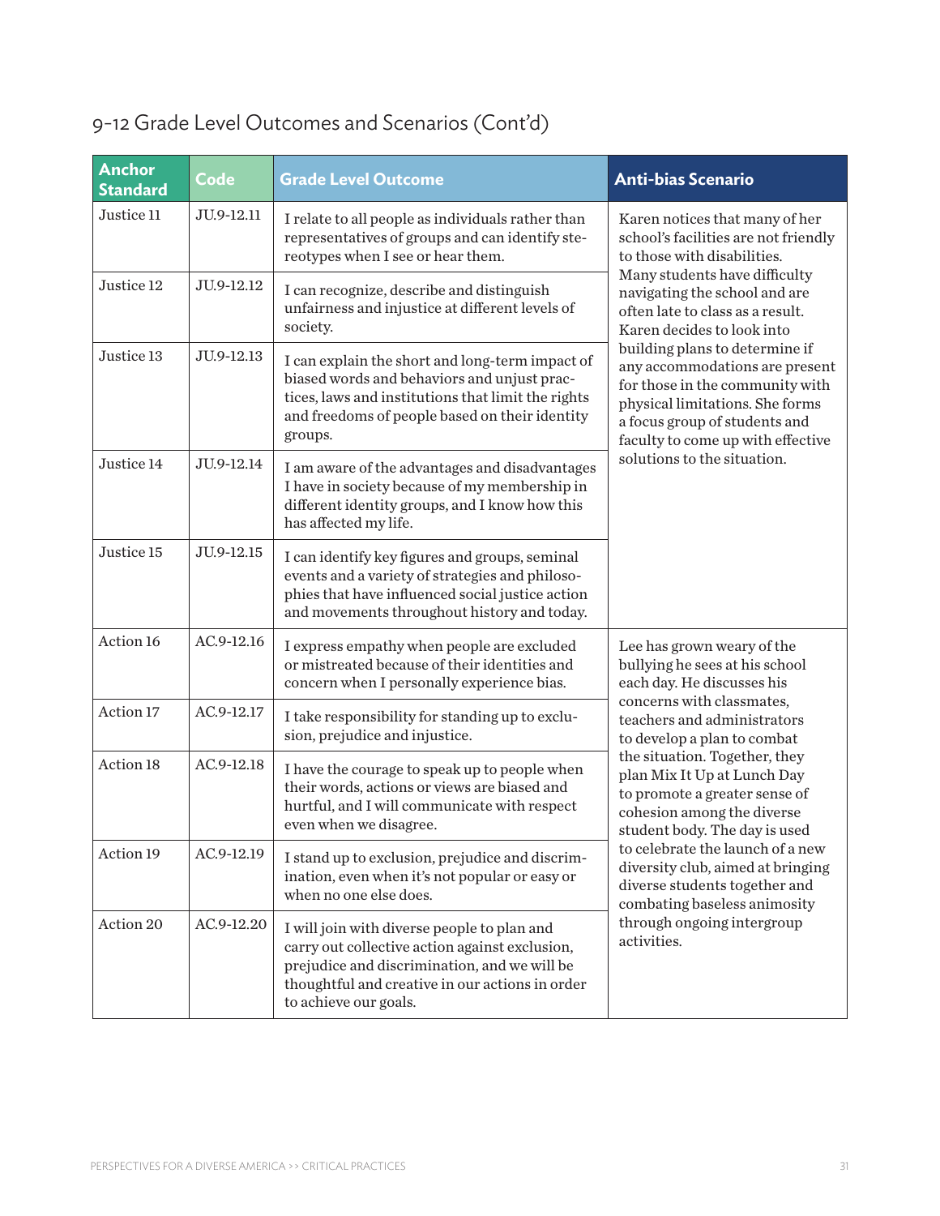## 9-12 Grade Level Outcomes and Scenarios (Cont'd)

| Anchor Standard | Code | Grade Level Outcome | Anti-bias Scenario |
|---|---|---|---|
| Justice 11 | JU.9-12.11 | I relate to all people as individuals rather than representatives of groups and can identify stereotypes when I see or hear them. | Karen notices that many of her school's facilities are not friendly to those with disabilities. Many students have difficulty navigating the school and are often late to class as a result. Karen decides to look into building plans to determine if any accommodations are present for those in the community with physical limitations. She forms a focus group of students and faculty to come up with effective solutions to the situation. |
| Justice 12 | JU.9-12.12 | I can recognize, describe and distinguish unfairness and injustice at different levels of society. | |
| Justice 13 | JU.9-12.13 | I can explain the short and long-term impact of biased words and behaviors and unjust practices, laws and institutions that limit the rights and freedoms of people based on their identity groups. | |
| Justice 14 | JU.9-12.14 | I am aware of the advantages and disadvantages I have in society because of my membership in different identity groups, and I know how this has affected my life. | |
| Justice 15 | JU.9-12.15 | I can identify key figures and groups, seminal events and a variety of strategies and philosophies that have influenced social justice action and movements throughout history and today. | |
| Action 16 | AC.9-12.16 | I express empathy when people are excluded or mistreated because of their identities and concern when I personally experience bias. | Lee has grown weary of the bullying he sees at his school each day. He discusses his concerns with classmates, teachers and administrators to develop a plan to combat the situation. Together, they plan Mix It Up at Lunch Day to promote a greater sense of cohesion among the diverse student body. The day is used to celebrate the launch of a new diversity club, aimed at bringing diverse students together and combating baseless animosity through ongoing intergroup activities. |
| Action 17 | AC.9-12.17 | I take responsibility for standing up to exclusion, prejudice and injustice. | |
| Action 18 | AC.9-12.18 | I have the courage to speak up to people when their words, actions or views are biased and hurtful, and I will communicate with respect even when we disagree. | |
| Action 19 | AC.9-12.19 | I stand up to exclusion, prejudice and discrimination, even when it's not popular or easy or when no one else does. | |
| Action 20 | AC.9-12.20 | I will join with diverse people to plan and carry out collective action against exclusion, prejudice and discrimination, and we will be thoughtful and creative in our actions in order to achieve our goals. | |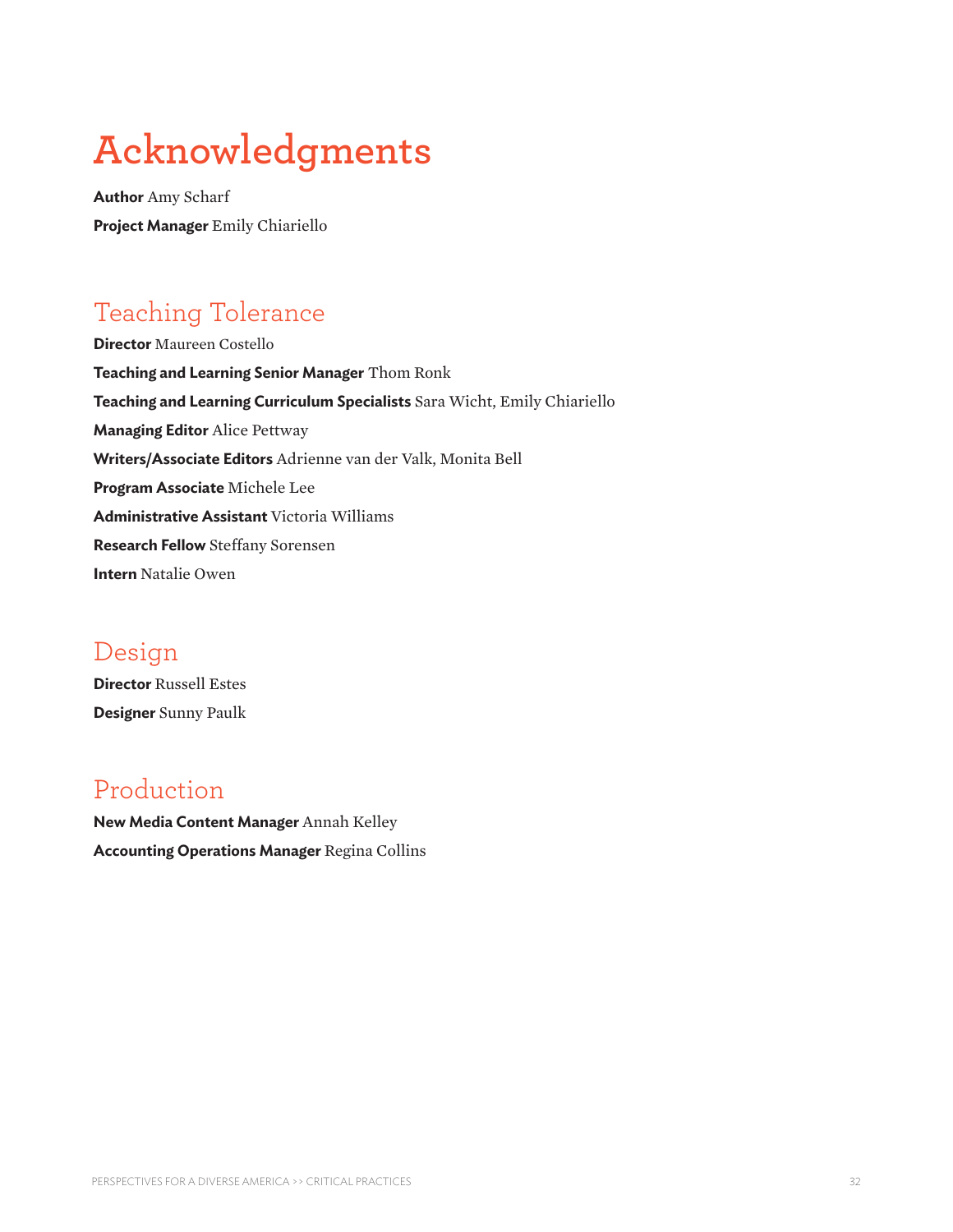# Acknowledgments

**Author** Amy Scharf

**Project Manager** Emily Chiariello

## Teaching Tolerance

**Director** Maureen Costello

**Teaching and Learning Senior Manager** Thom Ronk

**Teaching and Learning Curriculum Specialists** Sara Wicht, Emily Chiariello

**Managing Editor** Alice Pettway

**Writers/Associate Editors** Adrienne van der Valk, Monita Bell

**Program Associate** Michele Lee

**Administrative Assistant** Victoria Williams

**Research Fellow** Steffany Sorensen

**Intern** Natalie Owen

## Design

**Director** Russell Estes

**Designer** Sunny Paulk

## Production

**New Media Content Manager** Annah Kelley

**Accounting Operations Manager** Regina Collins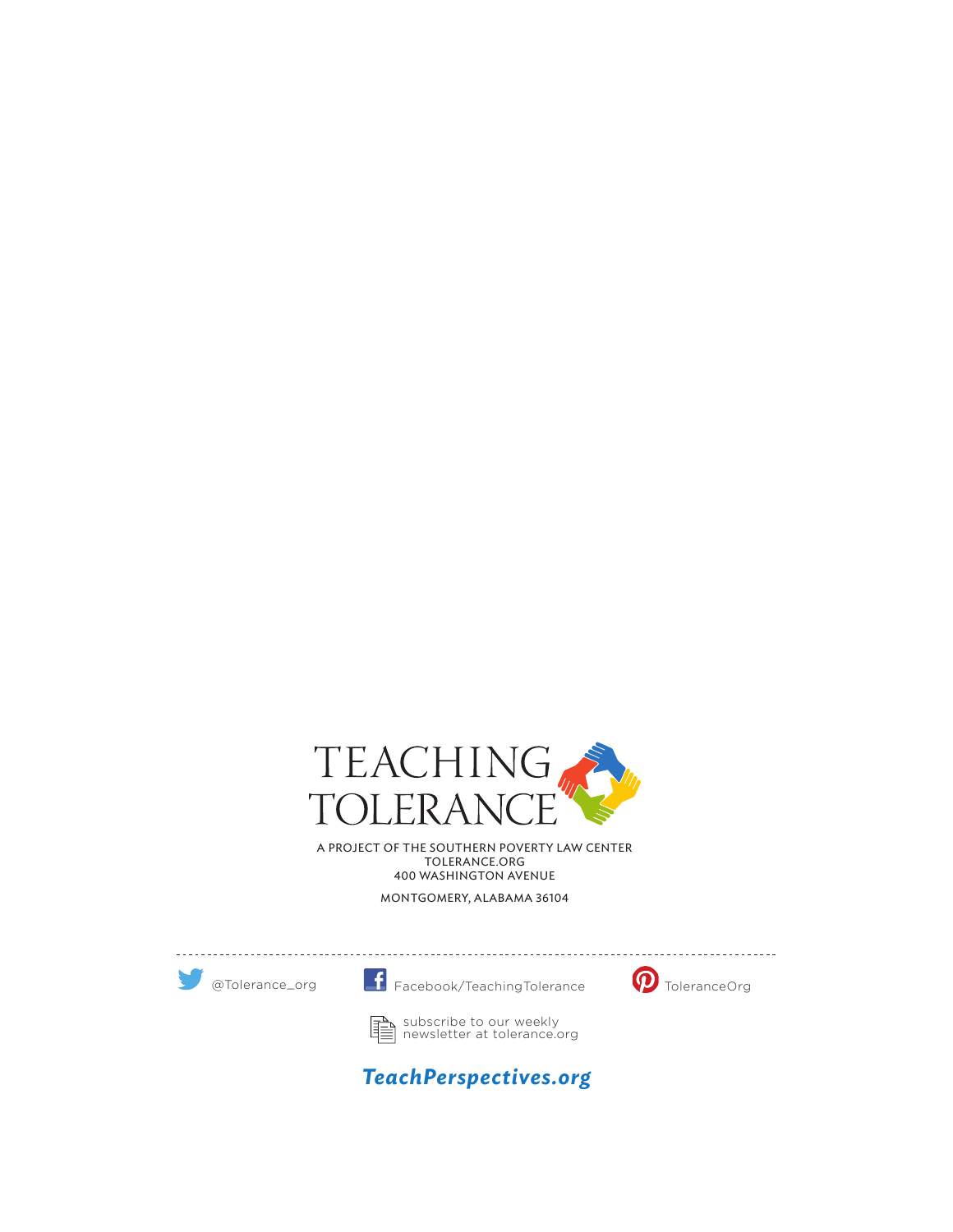TEACHING TOLERANCE

A PROJECT OF THE SOUTHERN POVERTY LAW CENTER
TOLERANCE.ORG
400 WASHINGTON AVENUE

MONTGOMERY, ALABAMA 36104

---

@Tolerance_org

Facebook/TeachingTolerance

ToleranceOrg

subscribe to our weekly newsletter at tolerance.org

***TeachPerspectives.org***